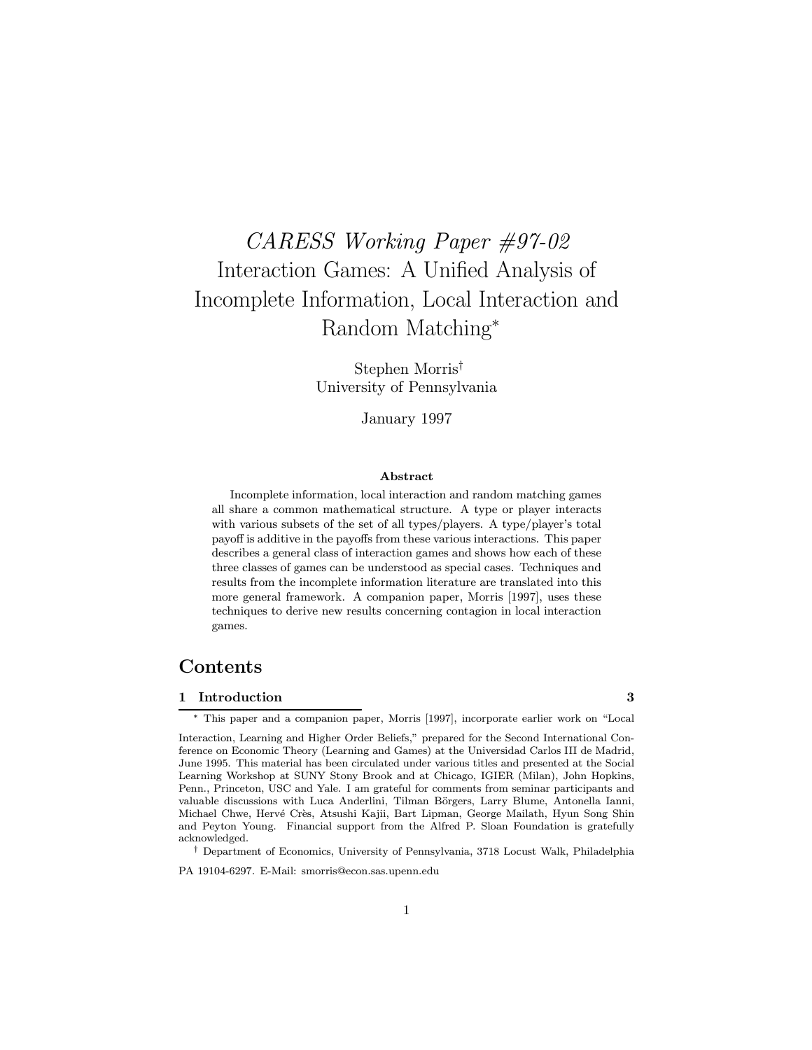# *CARESS Working Paper #97-02*
# Interaction Games: A Unified Analysis of Incomplete Information, Local Interaction and Random Matching*

Stephen Morris†
University of Pennsylvania

January 1997

**Abstract**

Incomplete information, local interaction and random matching games all share a common mathematical structure. A type or player interacts with various subsets of the set of all types/players. A type/player's total payoff is additive in the payoffs from these various interactions. This paper describes a general class of interaction games and shows how each of these three classes of games can be understood as special cases. Techniques and results from the incomplete information literature are translated into this more general framework. A companion paper, Morris [1997], uses these techniques to derive new results concerning contagion in local interaction games.

## Contents

**1 Introduction** **3**

---

* This paper and a companion paper, Morris [1997], incorporate earlier work on "Local Interaction, Learning and Higher Order Beliefs," prepared for the Second International Conference on Economic Theory (Learning and Games) at the Universidad Carlos III de Madrid, June 1995. This material has been circulated under various titles and presented at the Social Learning Workshop at SUNY Stony Brook and at Chicago, IGIER (Milan), John Hopkins, Penn., Princeton, USC and Yale. I am grateful for comments from seminar participants and valuable discussions with Luca Anderlini, Tilman Börgers, Larry Blume, Antonella Ianni, Michael Chwe, Hervé Crès, Atsushi Kajii, Bart Lipman, George Mailath, Hyun Song Shin and Peyton Young. Financial support from the Alfred P. Sloan Foundation is gratefully acknowledged.

† Department of Economics, University of Pennsylvania, 3718 Locust Walk, Philadelphia PA 19104-6297. E-Mail: smorris@econ.sas.upenn.edu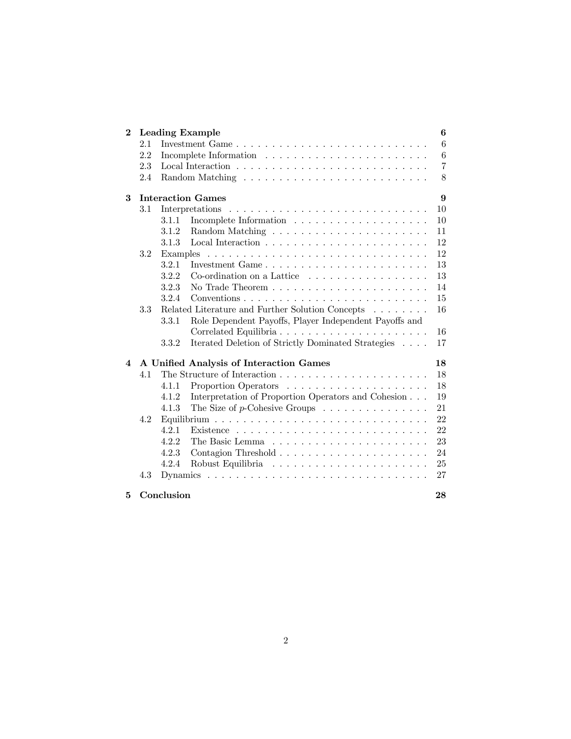- **2 Leading Example** — 6
  - 2.1 Investment Game — 6
  - 2.2 Incomplete Information — 6
  - 2.3 Local Interaction — 7
  - 2.4 Random Matching — 8
- **3 Interaction Games** — 9
  - 3.1 Interpretations — 10
    - 3.1.1 Incomplete Information — 10
    - 3.1.2 Random Matching — 11
    - 3.1.3 Local Interaction — 12
  - 3.2 Examples — 12
    - 3.2.1 Investment Game — 13
    - 3.2.2 Co-ordination on a Lattice — 13
    - 3.2.3 No Trade Theorem — 14
    - 3.2.4 Conventions — 15
  - 3.3 Related Literature and Further Solution Concepts — 16
    - 3.3.1 Role Dependent Payoffs, Player Independent Payoffs and Correlated Equilibria — 16
    - 3.3.2 Iterated Deletion of Strictly Dominated Strategies — 17
- **4 A Unified Analysis of Interaction Games** — 18
  - 4.1 The Structure of Interaction — 18
    - 4.1.1 Proportion Operators — 18
    - 4.1.2 Interpretation of Proportion Operators and Cohesion — 19
    - 4.1.3 The Size of $p$-Cohesive Groups — 21
  - 4.2 Equilibrium — 22
    - 4.2.1 Existence — 22
    - 4.2.2 The Basic Lemma — 23
    - 4.2.3 Contagion Threshold — 24
    - 4.2.4 Robust Equilibria — 25
  - 4.3 Dynamics — 27
- **5 Conclusion** — 28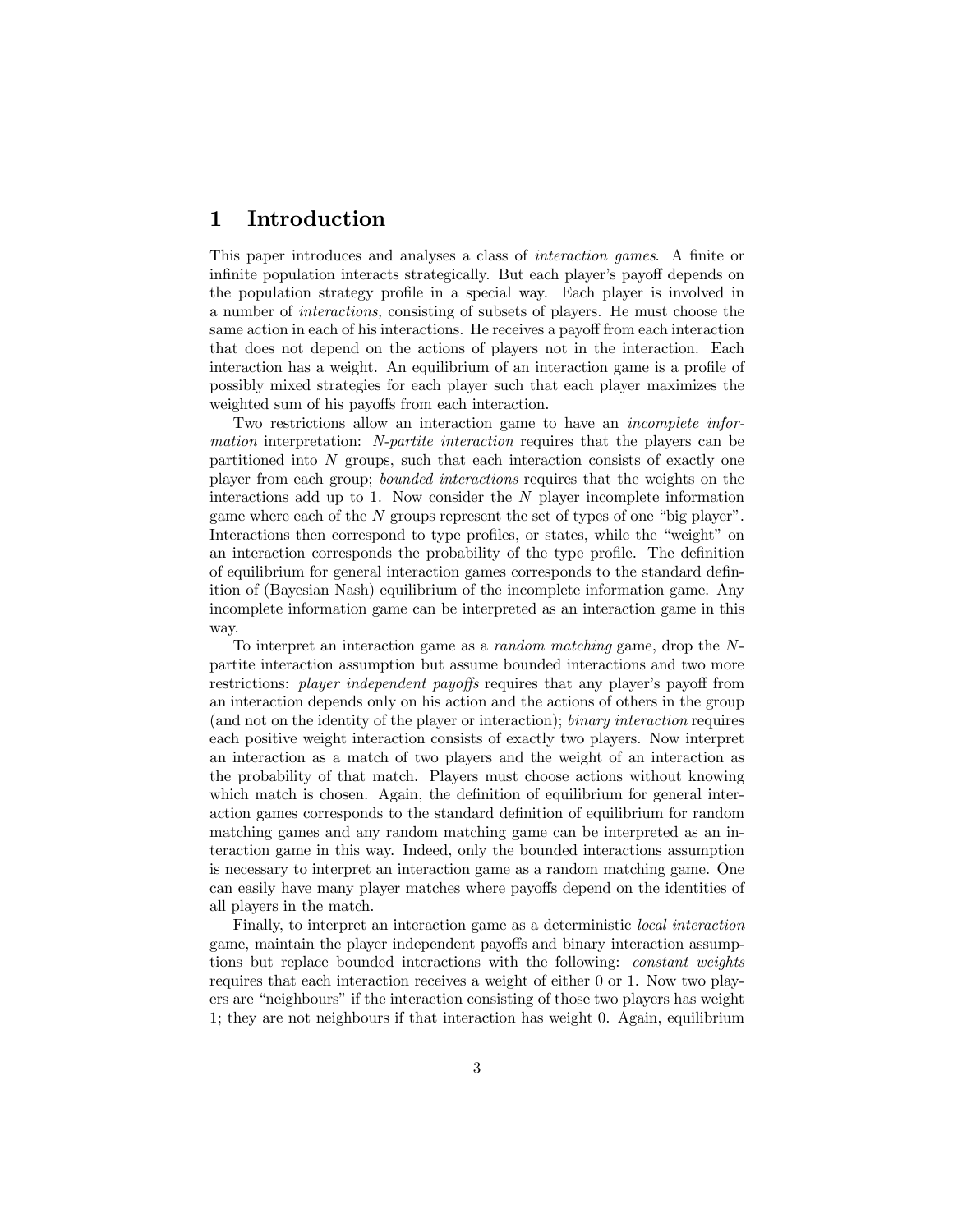# 1 Introduction

This paper introduces and analyses a class of *interaction games*. A finite or infinite population interacts strategically. But each player's payoff depends on the population strategy profile in a special way. Each player is involved in a number of *interactions,* consisting of subsets of players. He must choose the same action in each of his interactions. He receives a payoff from each interaction that does not depend on the actions of players not in the interaction. Each interaction has a weight. An equilibrium of an interaction game is a profile of possibly mixed strategies for each player such that each player maximizes the weighted sum of his payoffs from each interaction.

Two restrictions allow an interaction game to have an *incomplete information* interpretation: *N-partite interaction* requires that the players can be partitioned into $N$ groups, such that each interaction consists of exactly one player from each group; *bounded interactions* requires that the weights on the interactions add up to 1. Now consider the $N$ player incomplete information game where each of the $N$ groups represent the set of types of one "big player". Interactions then correspond to type profiles, or states, while the "weight" on an interaction corresponds the probability of the type profile. The definition of equilibrium for general interaction games corresponds to the standard definition of (Bayesian Nash) equilibrium of the incomplete information game. Any incomplete information game can be interpreted as an interaction game in this way.

To interpret an interaction game as a *random matching* game, drop the $N$-partite interaction assumption but assume bounded interactions and two more restrictions: *player independent payoffs* requires that any player's payoff from an interaction depends only on his action and the actions of others in the group (and not on the identity of the player or interaction); *binary interaction* requires each positive weight interaction consists of exactly two players. Now interpret an interaction as a match of two players and the weight of an interaction as the probability of that match. Players must choose actions without knowing which match is chosen. Again, the definition of equilibrium for general interaction games corresponds to the standard definition of equilibrium for random matching games and any random matching game can be interpreted as an interaction game in this way. Indeed, only the bounded interactions assumption is necessary to interpret an interaction game as a random matching game. One can easily have many player matches where payoffs depend on the identities of all players in the match.

Finally, to interpret an interaction game as a deterministic *local interaction* game, maintain the player independent payoffs and binary interaction assumptions but replace bounded interactions with the following: *constant weights* requires that each interaction receives a weight of either 0 or 1. Now two players are "neighbours" if the interaction consisting of those two players has weight 1; they are not neighbours if that interaction has weight 0. Again, equilibrium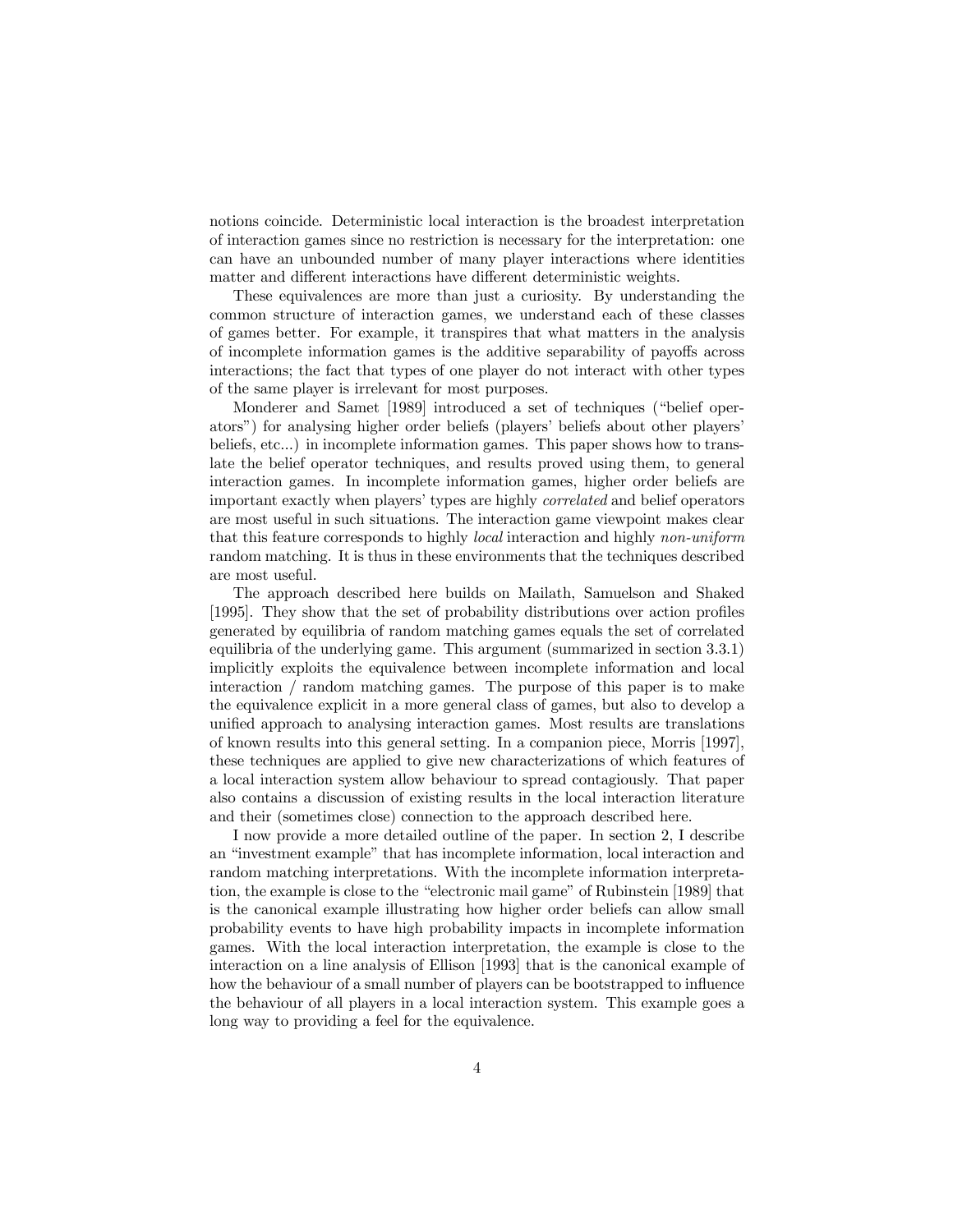notions coincide. Deterministic local interaction is the broadest interpretation of interaction games since no restriction is necessary for the interpretation: one can have an unbounded number of many player interactions where identities matter and different interactions have different deterministic weights.

These equivalences are more than just a curiosity. By understanding the common structure of interaction games, we understand each of these classes of games better. For example, it transpires that what matters in the analysis of incomplete information games is the additive separability of payoffs across interactions; the fact that types of one player do not interact with other types of the same player is irrelevant for most purposes.

Monderer and Samet [1989] introduced a set of techniques ("belief operators") for analysing higher order beliefs (players' beliefs about other players' beliefs, etc...) in incomplete information games. This paper shows how to translate the belief operator techniques, and results proved using them, to general interaction games. In incomplete information games, higher order beliefs are important exactly when players' types are highly *correlated* and belief operators are most useful in such situations. The interaction game viewpoint makes clear that this feature corresponds to highly *local* interaction and highly *non-uniform* random matching. It is thus in these environments that the techniques described are most useful.

The approach described here builds on Mailath, Samuelson and Shaked [1995]. They show that the set of probability distributions over action profiles generated by equilibria of random matching games equals the set of correlated equilibria of the underlying game. This argument (summarized in section 3.3.1) implicitly exploits the equivalence between incomplete information and local interaction / random matching games. The purpose of this paper is to make the equivalence explicit in a more general class of games, but also to develop a unified approach to analysing interaction games. Most results are translations of known results into this general setting. In a companion piece, Morris [1997], these techniques are applied to give new characterizations of which features of a local interaction system allow behaviour to spread contagiously. That paper also contains a discussion of existing results in the local interaction literature and their (sometimes close) connection to the approach described here.

I now provide a more detailed outline of the paper. In section 2, I describe an "investment example" that has incomplete information, local interaction and random matching interpretations. With the incomplete information interpretation, the example is close to the "electronic mail game" of Rubinstein [1989] that is the canonical example illustrating how higher order beliefs can allow small probability events to have high probability impacts in incomplete information games. With the local interaction interpretation, the example is close to the interaction on a line analysis of Ellison [1993] that is the canonical example of how the behaviour of a small number of players can be bootstrapped to influence the behaviour of all players in a local interaction system. This example goes a long way to providing a feel for the equivalence.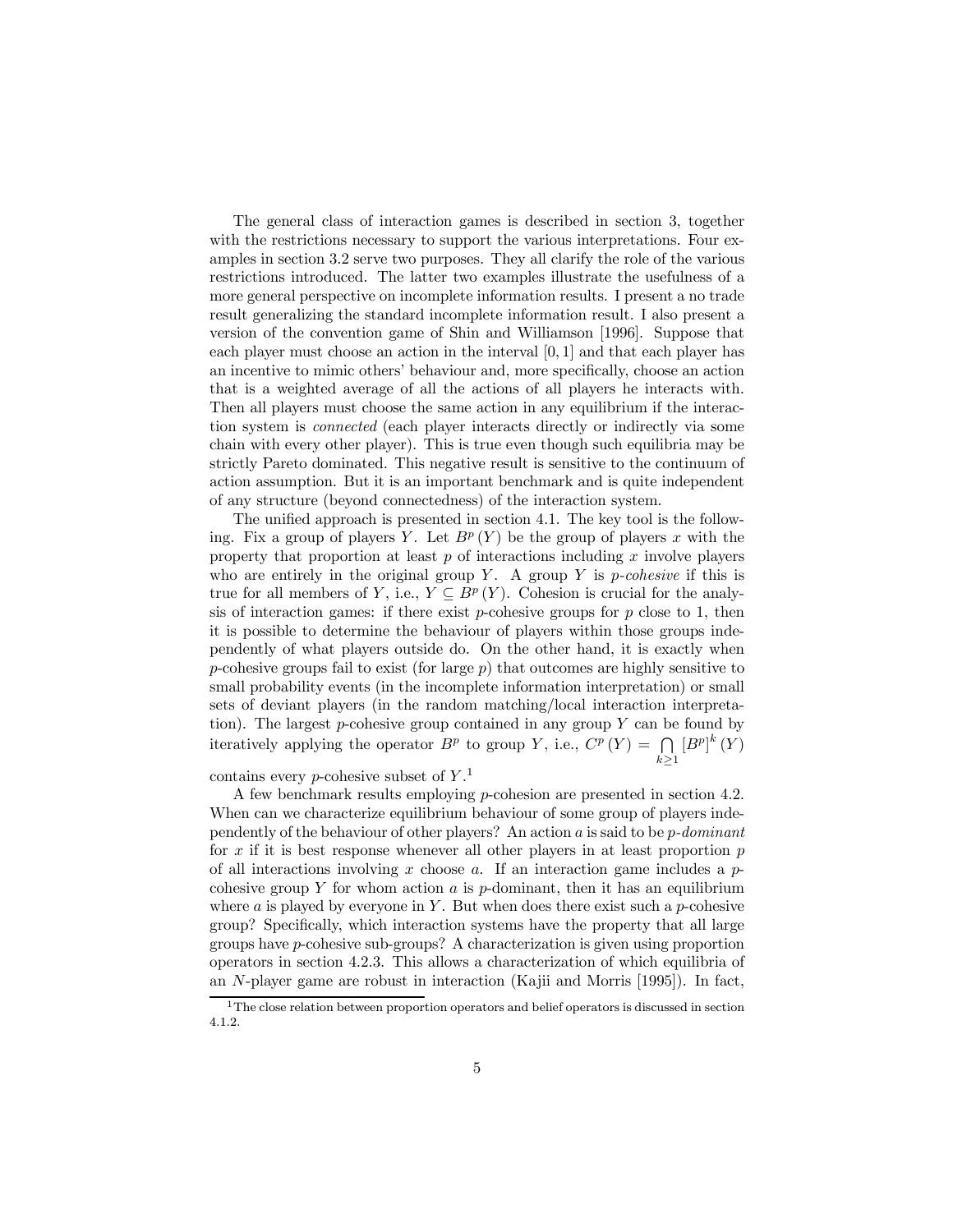The general class of interaction games is described in section 3, together with the restrictions necessary to support the various interpretations. Four examples in section 3.2 serve two purposes. They all clarify the role of the various restrictions introduced. The latter two examples illustrate the usefulness of a more general perspective on incomplete information results. I present a no trade result generalizing the standard incomplete information result. I also present a version of the convention game of Shin and Williamson [1996]. Suppose that each player must choose an action in the interval $[0, 1]$ and that each player has an incentive to mimic others' behaviour and, more specifically, choose an action that is a weighted average of all the actions of all players he interacts with. Then all players must choose the same action in any equilibrium if the interaction system is *connected* (each player interacts directly or indirectly via some chain with every other player). This is true even though such equilibria may be strictly Pareto dominated. This negative result is sensitive to the continuum of action assumption. But it is an important benchmark and is quite independent of any structure (beyond connectedness) of the interaction system.

The unified approach is presented in section 4.1. The key tool is the following. Fix a group of players $Y$. Let $B^p(Y)$ be the group of players $x$ with the property that proportion at least $p$ of interactions including $x$ involve players who are entirely in the original group $Y$. A group $Y$ is *p-cohesive* if this is true for all members of $Y$, i.e., $Y \subseteq B^p(Y)$. Cohesion is crucial for the analysis of interaction games: if there exist $p$-cohesive groups for $p$ close to 1, then it is possible to determine the behaviour of players within those groups independently of what players outside do. On the other hand, it is exactly when $p$-cohesive groups fail to exist (for large $p$) that outcomes are highly sensitive to small probability events (in the incomplete information interpretation) or small sets of deviant players (in the random matching/local interaction interpretation). The largest $p$-cohesive group contained in any group $Y$ can be found by iteratively applying the operator $B^p$ to group $Y$, i.e., $C^p(Y) = \bigcap_{k \geq 1} [B^p]^k (Y)$ contains every $p$-cohesive subset of $Y$.[1]

A few benchmark results employing $p$-cohesion are presented in section 4.2. When can we characterize equilibrium behaviour of some group of players independently of the behaviour of other players? An action $a$ is said to be *p-dominant* for $x$ if it is best response whenever all other players in at least proportion $p$ of all interactions involving $x$ choose $a$. If an interaction game includes a $p$-cohesive group $Y$ for whom action $a$ is $p$-dominant, then it has an equilibrium where $a$ is played by everyone in $Y$. But when does there exist such a $p$-cohesive group? Specifically, which interaction systems have the property that all large groups have $p$-cohesive sub-groups? A characterization is given using proportion operators in section 4.2.3. This allows a characterization of which equilibria of an $N$-player game are robust in interaction (Kajii and Morris [1995]). In fact,

[1] The close relation between proportion operators and belief operators is discussed in section 4.1.2.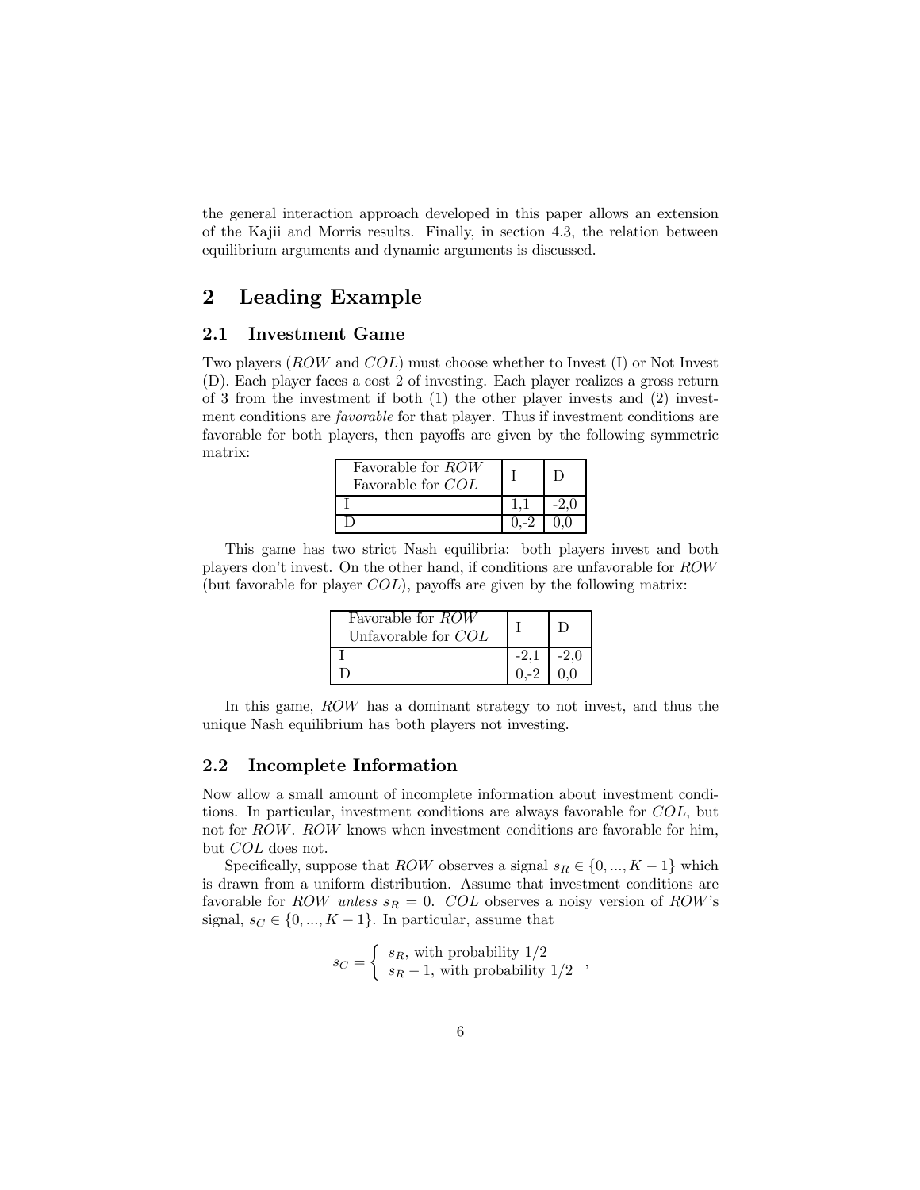the general interaction approach developed in this paper allows an extension of the Kajii and Morris results. Finally, in section 4.3, the relation between equilibrium arguments and dynamic arguments is discussed.

# 2 Leading Example

## 2.1 Investment Game

Two players (*ROW* and *COL*) must choose whether to Invest (I) or Not Invest (D). Each player faces a cost 2 of investing. Each player realizes a gross return of 3 from the investment if both (1) the other player invests and (2) investment conditions are *favorable* for that player. Thus if investment conditions are favorable for both players, then payoffs are given by the following symmetric matrix:

| Favorable for *ROW* Favorable for *COL* | I | D |
|---|---|---|
| I | 1,1 | -2,0 |
| D | 0,-2 | 0,0 |

This game has two strict Nash equilibria: both players invest and both players don't invest. On the other hand, if conditions are unfavorable for *ROW* (but favorable for player *COL*), payoffs are given by the following matrix:

| Favorable for *ROW* Unfavorable for *COL* | I | D |
|---|---|---|
| I | -2,1 | -2,0 |
| D | 0,-2 | 0,0 |

In this game, *ROW* has a dominant strategy to not invest, and thus the unique Nash equilibrium has both players not investing.

## 2.2 Incomplete Information

Now allow a small amount of incomplete information about investment conditions. In particular, investment conditions are always favorable for *COL*, but not for *ROW*. *ROW* knows when investment conditions are favorable for him, but *COL* does not.

Specifically, suppose that *ROW* observes a signal $s_R \in \{0, ..., K-1\}$ which is drawn from a uniform distribution. Assume that investment conditions are favorable for *ROW* *unless* $s_R = 0$. *COL* observes a noisy version of *ROW*'s signal, $s_C \in \{0, ..., K-1\}$. In particular, assume that

$$s_C = \begin{cases} s_R, \text{ with probability } 1/2 \\ s_R - 1, \text{ with probability } 1/2 \end{cases},$$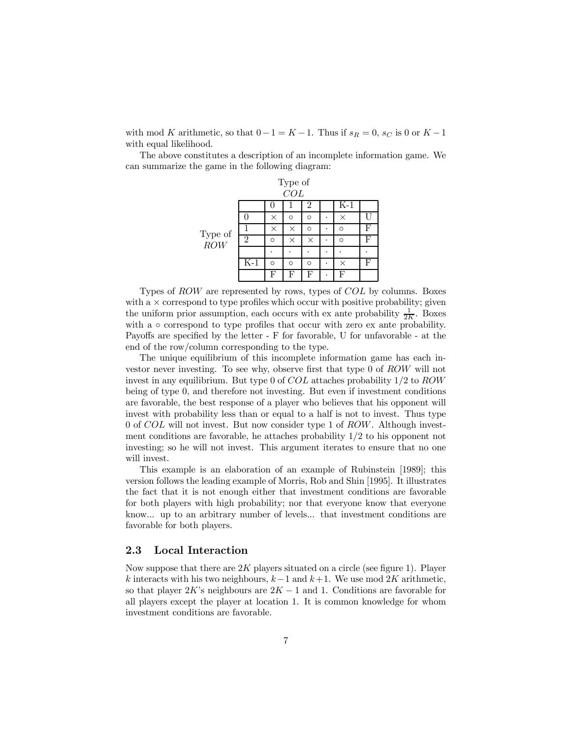with mod $K$ arithmetic, so that $0-1 = K-1$. Thus if $s_R = 0$, $s_C$ is 0 or $K-1$ with equal likelihood.

The above constitutes a description of an incomplete information game. We can summarize the game in the following diagram:

| | | Type of $COL$ | | | | | |
|---|---|---|---|---|---|---|---|
| | | 0 | 1 | 2 | | K-1 | |
| Type of $ROW$ | 0 | $\times$ | $\circ$ | $\circ$ | $\cdot$ | $\times$ | U |
| | 1 | $\times$ | $\times$ | $\circ$ | $\cdot$ | $\circ$ | F |
| | 2 | $\circ$ | $\times$ | $\times$ | $\cdot$ | $\circ$ | F |
| | | $\cdot$ | $\cdot$ | $\cdot$ | $\cdot$ | $\cdot$ | $\cdot$ |
| | K-1 | $\circ$ | $\circ$ | $\circ$ | $\cdot$ | $\times$ | F |
| | | F | F | F | $\cdot$ | F | |

Types of $ROW$ are represented by rows, types of $COL$ by columns. Boxes with a $\times$ correspond to type profiles which occur with positive probability; given the uniform prior assumption, each occurs with ex ante probability $\frac{1}{2K}$. Boxes with a $\circ$ correspond to type profiles that occur with zero ex ante probability. Payoffs are specified by the letter - F for favorable, U for unfavorable - at the end of the row/column corresponding to the type.

The unique equilibrium of this incomplete information game has each investor never investing. To see why, observe first that type 0 of $ROW$ will not invest in any equilibrium. But type 0 of $COL$ attaches probability $1/2$ to $ROW$ being of type 0, and therefore not investing. But even if investment conditions are favorable, the best response of a player who believes that his opponent will invest with probability less than or equal to a half is not to invest. Thus type 0 of $COL$ will not invest. But now consider type 1 of $ROW$. Although investment conditions are favorable, he attaches probability $1/2$ to his opponent not investing; so he will not invest. This argument iterates to ensure that no one will invest.

This example is an elaboration of an example of Rubinstein [1989]; this version follows the leading example of Morris, Rob and Shin [1995]. It illustrates the fact that it is not enough either that investment conditions are favorable for both players with high probability; nor that everyone know that everyone know... up to an arbitrary number of levels... that investment conditions are favorable for both players.

## 2.3 Local Interaction

Now suppose that there are $2K$ players situated on a circle (see figure 1). Player $k$ interacts with his two neighbours, $k-1$ and $k+1$. We use mod $2K$ arithmetic, so that player $2K$'s neighbours are $2K-1$ and 1. Conditions are favorable for all players except the player at location 1. It is common knowledge for whom investment conditions are favorable.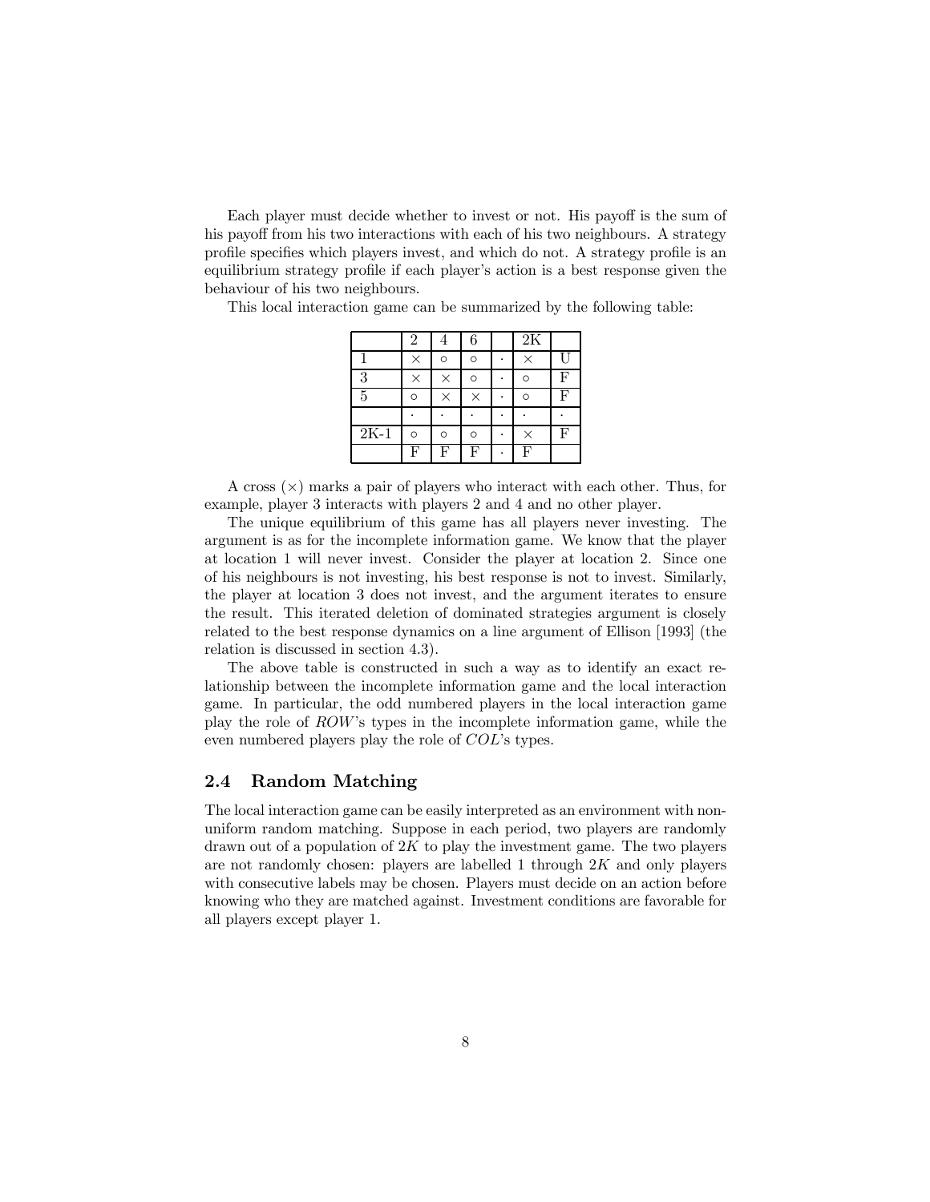Each player must decide whether to invest or not. His payoff is the sum of his payoff from his two interactions with each of his two neighbours. A strategy profile specifies which players invest, and which do not. A strategy profile is an equilibrium strategy profile if each player's action is a best response given the behaviour of his two neighbours.

This local interaction game can be summarized by the following table:

| | 2 | 4 | 6 | | 2K | |
|---|---|---|---|---|---|---|
| 1 | × | ○ | ○ | · | × | U |
| 3 | × | × | ○ | · | ○ | F |
| 5 | ○ | × | × | · | ○ | F |
| | · | · | · | · | · | · |
| 2K-1 | ○ | ○ | ○ | · | × | F |
| | F | F | F | · | F | |

A cross (×) marks a pair of players who interact with each other. Thus, for example, player 3 interacts with players 2 and 4 and no other player.

The unique equilibrium of this game has all players never investing. The argument is as for the incomplete information game. We know that the player at location 1 will never invest. Consider the player at location 2. Since one of his neighbours is not investing, his best response is not to invest. Similarly, the player at location 3 does not invest, and the argument iterates to ensure the result. This iterated deletion of dominated strategies argument is closely related to the best response dynamics on a line argument of Ellison [1993] (the relation is discussed in section 4.3).

The above table is constructed in such a way as to identify an exact relationship between the incomplete information game and the local interaction game. In particular, the odd numbered players in the local interaction game play the role of *ROW*'s types in the incomplete information game, while the even numbered players play the role of *COL*'s types.

## 2.4 Random Matching

The local interaction game can be easily interpreted as an environment with nonuniform random matching. Suppose in each period, two players are randomly drawn out of a population of $2K$ to play the investment game. The two players are not randomly chosen: players are labelled 1 through $2K$ and only players with consecutive labels may be chosen. Players must decide on an action before knowing who they are matched against. Investment conditions are favorable for all players except player 1.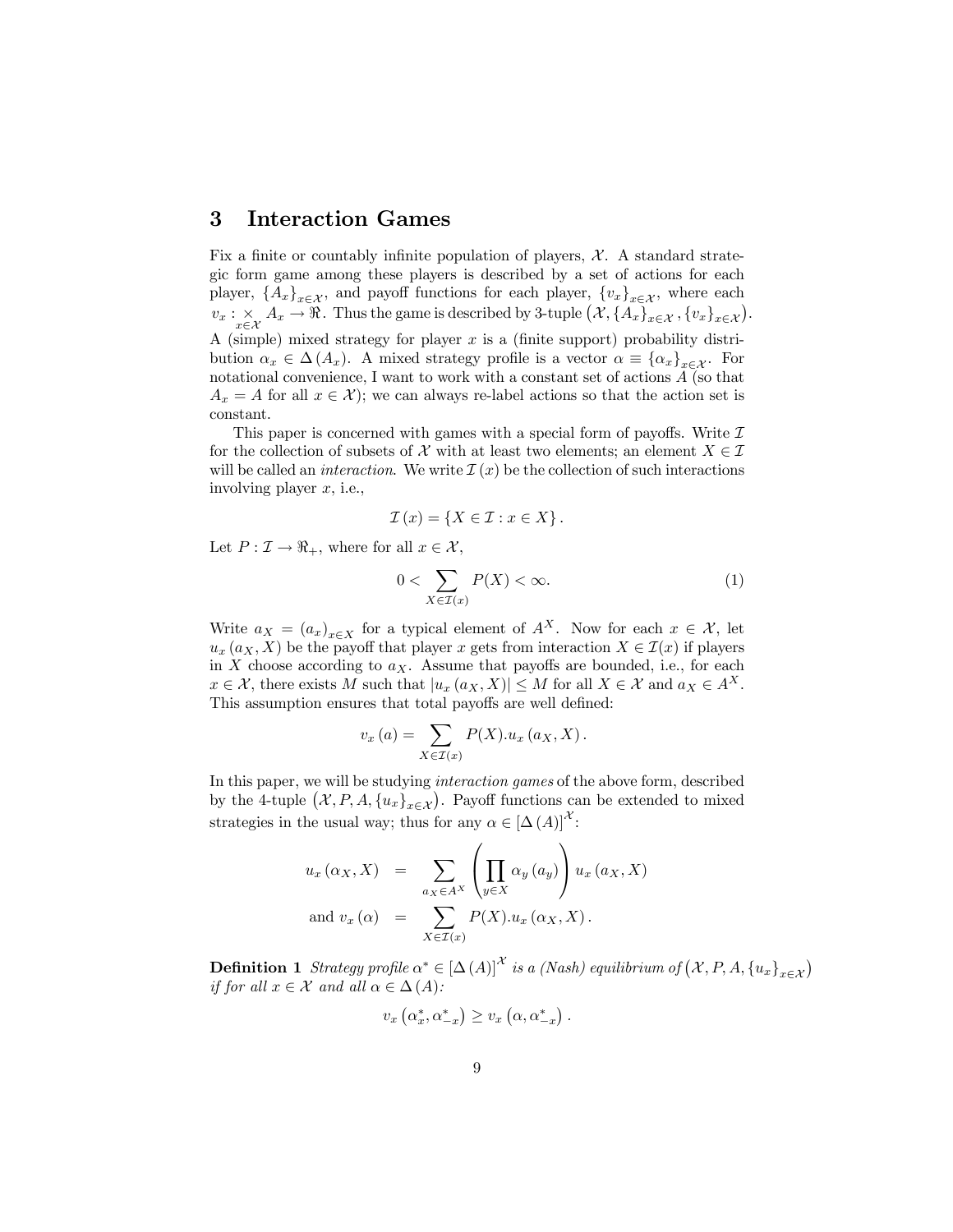## 3 Interaction Games

Fix a finite or countably infinite population of players, $\mathcal{X}$. A standard strategic form game among these players is described by a set of actions for each player, $\{A_x\}_{x\in\mathcal{X}}$, and payoff functions for each player, $\{v_x\}_{x\in\mathcal{X}}$, where each $v_x : \underset{x\in\mathcal{X}}{\times} A_x \to \Re$. Thus the game is described by 3-tuple $\left(\mathcal{X}, \{A_x\}_{x\in\mathcal{X}}, \{v_x\}_{x\in\mathcal{X}}\right)$. A (simple) mixed strategy for player $x$ is a (finite support) probability distribution $\alpha_x \in \Delta(A_x)$. A mixed strategy profile is a vector $\alpha \equiv \{\alpha_x\}_{x\in\mathcal{X}}$. For notational convenience, I want to work with a constant set of actions $A$ (so that $A_x = A$ for all $x \in \mathcal{X}$); we can always re-label actions so that the action set is constant.

This paper is concerned with games with a special form of payoffs. Write $\mathcal{I}$ for the collection of subsets of $\mathcal{X}$ with at least two elements; an element $X \in \mathcal{I}$ will be called an *interaction*. We write $\mathcal{I}(x)$ be the collection of such interactions involving player $x$, i.e.,

$$\mathcal{I}(x) = \{X \in \mathcal{I} : x \in X\}.$$

Let $P : \mathcal{I} \to \Re_+$, where for all $x \in \mathcal{X}$,

$$0 < \sum_{X\in\mathcal{I}(x)} P(X) < \infty. \tag{1}$$

Write $a_X = (a_x)_{x\in X}$ for a typical element of $A^X$. Now for each $x \in \mathcal{X}$, let $u_x(a_X, X)$ be the payoff that player $x$ gets from interaction $X \in \mathcal{I}(x)$ if players in $X$ choose according to $a_X$. Assume that payoffs are bounded, i.e., for each $x \in \mathcal{X}$, there exists $M$ such that $|u_x(a_X, X)| \le M$ for all $X \in \mathcal{X}$ and $a_X \in A^X$. This assumption ensures that total payoffs are well defined:

$$v_x(a) = \sum_{X\in\mathcal{I}(x)} P(X).u_x(a_X, X).$$

In this paper, we will be studying *interaction games* of the above form, described by the 4-tuple $\left(\mathcal{X}, P, A, \{u_x\}_{x\in\mathcal{X}}\right)$. Payoff functions can be extended to mixed strategies in the usual way; thus for any $\alpha \in [\Delta(A)]^{\mathcal{X}}$:

$$\begin{aligned} u_x(\alpha_X, X) &= \sum_{a_X\in A^X} \left(\prod_{y\in X} \alpha_y(a_y)\right) u_x(a_X, X) \\ \text{and } v_x(\alpha) &= \sum_{X\in\mathcal{I}(x)} P(X).u_x(\alpha_X, X). \end{aligned}$$

**Definition 1** *Strategy profile $\alpha^* \in [\Delta(A)]^{\mathcal{X}}$ is a (Nash) equilibrium of $\left(\mathcal{X}, P, A, \{u_x\}_{x\in\mathcal{X}}\right)$ if for all $x \in \mathcal{X}$ and all $\alpha \in \Delta(A)$:*

$$v_x\left(\alpha_x^*, \alpha_{-x}^*\right) \ge v_x\left(\alpha, \alpha_{-x}^*\right).$$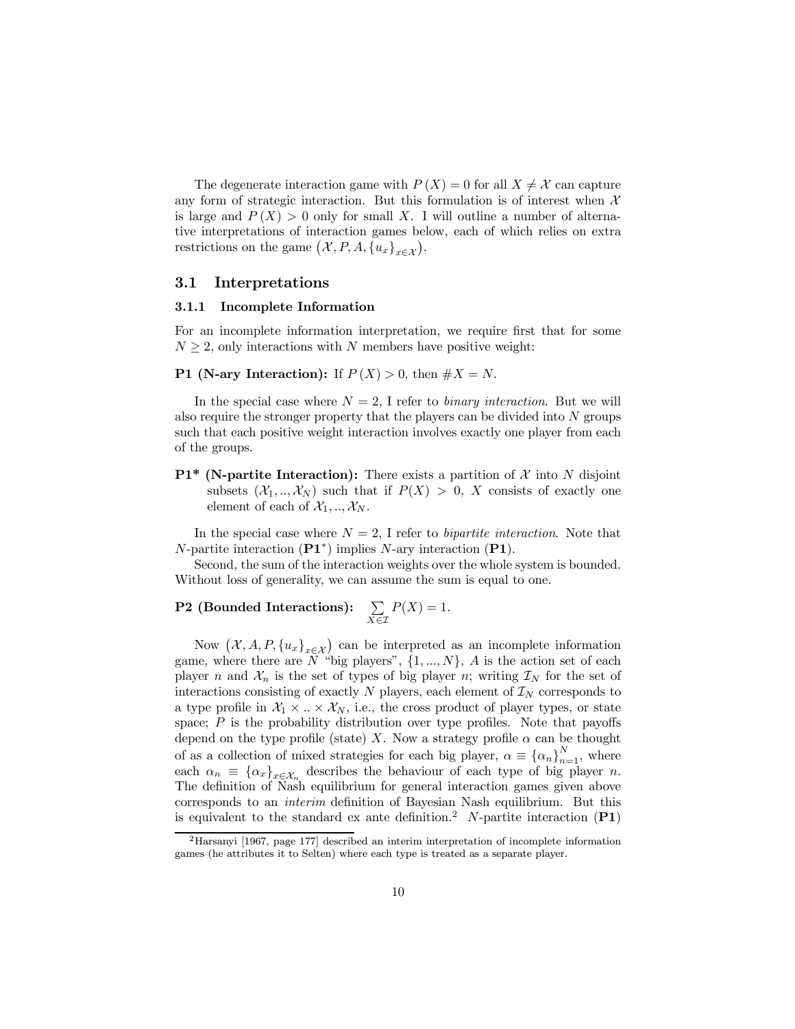The degenerate interaction game with $P(X) = 0$ for all $X \neq \mathcal{X}$ can capture any form of strategic interaction. But this formulation is of interest when $\mathcal{X}$ is large and $P(X) > 0$ only for small $X$. I will outline a number of alternative interpretations of interaction games below, each of which relies on extra restrictions on the game $\left(\mathcal{X}, P, A, \{u_x\}_{x \in \mathcal{X}}\right)$.

## 3.1 Interpretations

### 3.1.1 Incomplete Information

For an incomplete information interpretation, we require first that for some $N \geq 2$, only interactions with $N$ members have positive weight:

**P1 (N-ary Interaction):** If $P(X) > 0$, then $\#X = N$.

In the special case where $N = 2$, I refer to *binary interaction*. But we will also require the stronger property that the players can be divided into $N$ groups such that each positive weight interaction involves exactly one player from each of the groups.

**P1\* (N-partite Interaction):** There exists a partition of $\mathcal{X}$ into $N$ disjoint subsets $(\mathcal{X}_1, .., \mathcal{X}_N)$ such that if $P(X) > 0$, $X$ consists of exactly one element of each of $\mathcal{X}_1, .., \mathcal{X}_N$.

In the special case where $N = 2$, I refer to *bipartite interaction*. Note that $N$-partite interaction (**P1**$^*$) implies $N$-ary interaction (**P1**).

Second, the sum of the interaction weights over the whole system is bounded. Without loss of generality, we can assume the sum is equal to one.

**P2 (Bounded Interactions):** $\sum\limits_{X \in \mathcal{I}} P(X) = 1.$

Now $\left(\mathcal{X}, A, P, \{u_x\}_{x \in \mathcal{X}}\right)$ can be interpreted as an incomplete information game, where there are $N$ "big players", $\{1, ..., N\}$, $A$ is the action set of each player $n$ and $\mathcal{X}_n$ is the set of types of big player $n$; writing $\mathcal{I}_N$ for the set of interactions consisting of exactly $N$ players, each element of $\mathcal{I}_N$ corresponds to a type profile in $\mathcal{X}_1 \times .. \times \mathcal{X}_N$, i.e., the cross product of player types, or state space; $P$ is the probability distribution over type profiles. Note that payoffs depend on the type profile (state) $X$. Now a strategy profile $\alpha$ can be thought of as a collection of mixed strategies for each big player, $\alpha \equiv \{\alpha_n\}_{n=1}^N$, where each $\alpha_n \equiv \{\alpha_x\}_{x \in \mathcal{X}_n}$ describes the behaviour of each type of big player $n$. The definition of Nash equilibrium for general interaction games given above corresponds to an *interim* definition of Bayesian Nash equilibrium. But this is equivalent to the standard ex ante definition.[2] $N$-partite interaction (**P1**)

[2] Harsanyi [1967, page 177] described an interim interpretation of incomplete information games (he attributes it to Selten) where each type is treated as a separate player.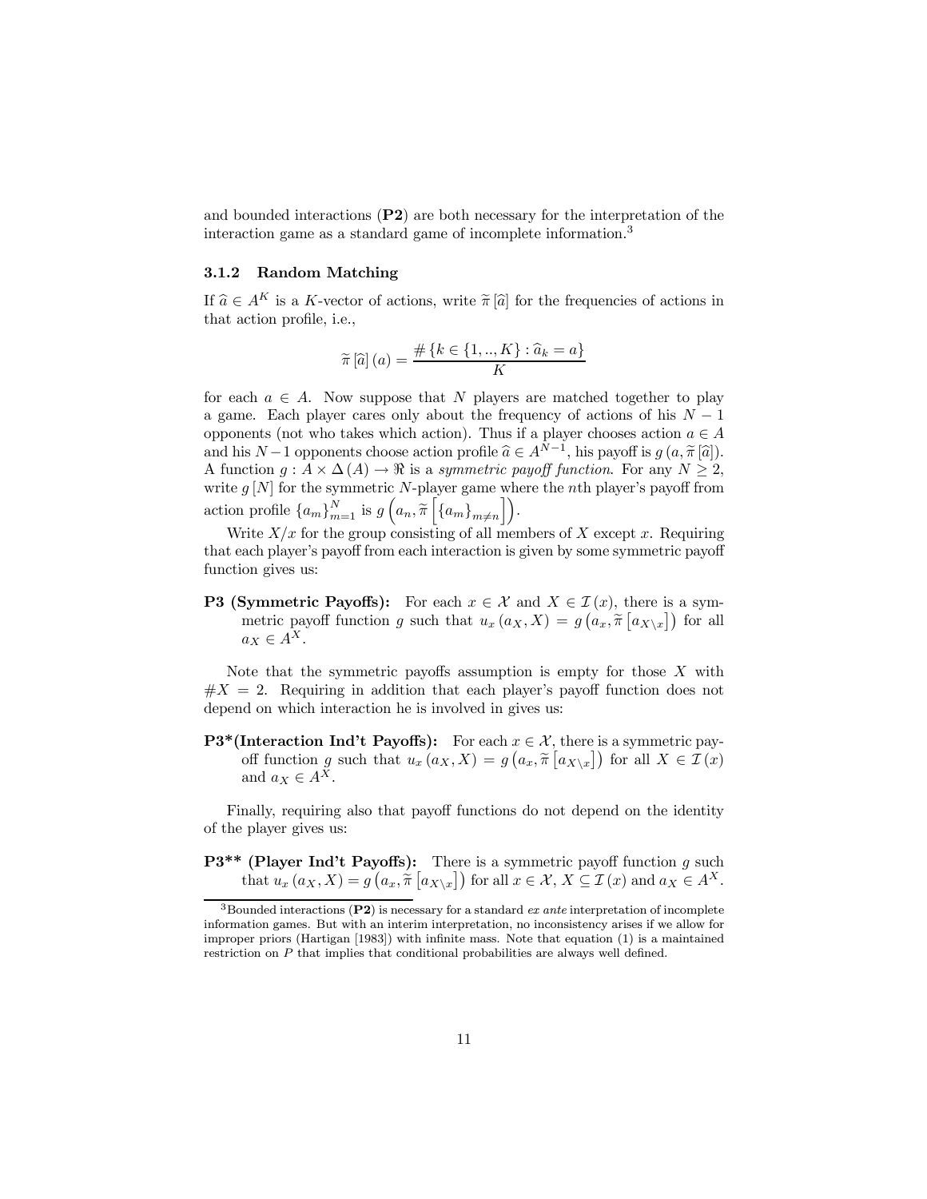and bounded interactions (**P2**) are both necessary for the interpretation of the interaction game as a standard game of incomplete information.[3]

### 3.1.2 Random Matching

If $\widehat{a} \in A^K$ is a $K$-vector of actions, write $\widetilde{\pi}[\widehat{a}]$ for the frequencies of actions in that action profile, i.e.,

$$\widetilde{\pi}[\widehat{a}](a) = \frac{\#\{k \in \{1, .., K\} : \widehat{a}_k = a\}}{K}$$

for each $a \in A$. Now suppose that $N$ players are matched together to play a game. Each player cares only about the frequency of actions of his $N-1$ opponents (not who takes which action). Thus if a player chooses action $a \in A$ and his $N-1$ opponents choose action profile $\widehat{a} \in A^{N-1}$, his payoff is $g(a, \widetilde{\pi}[\widehat{a}])$. A function $g : A \times \Delta(A) \to \Re$ is a *symmetric payoff function*. For any $N \geq 2$, write $g[N]$ for the symmetric $N$-player game where the $n$th player's payoff from action profile $\{a_m\}_{m=1}^N$ is $g\left(a_n, \widetilde{\pi}\left[\{a_m\}_{m \neq n}\right]\right)$.

Write $X/x$ for the group consisting of all members of $X$ except $x$. Requiring that each player's payoff from each interaction is given by some symmetric payoff function gives us:

**P3 (Symmetric Payoffs):** For each $x \in \mathcal{X}$ and $X \in \mathcal{I}(x)$, there is a symmetric payoff function $g$ such that $u_x(a_X, X) = g\left(a_x, \widetilde{\pi}\left[a_{X \backslash x}\right]\right)$ for all $a_X \in A^X$.

Note that the symmetric payoffs assumption is empty for those $X$ with $\#X = 2$. Requiring in addition that each player's payoff function does not depend on which interaction he is involved in gives us:

**P3*(Interaction Ind't Payoffs):** For each $x \in \mathcal{X}$, there is a symmetric payoff function $g$ such that $u_x(a_X, X) = g\left(a_x, \widetilde{\pi}\left[a_{X \backslash x}\right]\right)$ for all $X \in \mathcal{I}(x)$ and $a_X \in A^X$.

Finally, requiring also that payoff functions do not depend on the identity of the player gives us:

**P3** (Player Ind't Payoffs):** There is a symmetric payoff function $g$ such that $u_x(a_X, X) = g\left(a_x, \widetilde{\pi}\left[a_{X \backslash x}\right]\right)$ for all $x \in \mathcal{X}$, $X \subseteq \mathcal{I}(x)$ and $a_X \in A^X$.

---

[3] Bounded interactions (**P2**) is necessary for a standard *ex ante* interpretation of incomplete information games. But with an interim interpretation, no inconsistency arises if we allow for improper priors (Hartigan [1983]) with infinite mass. Note that equation (1) is a maintained restriction on $P$ that implies that conditional probabilities are always well defined.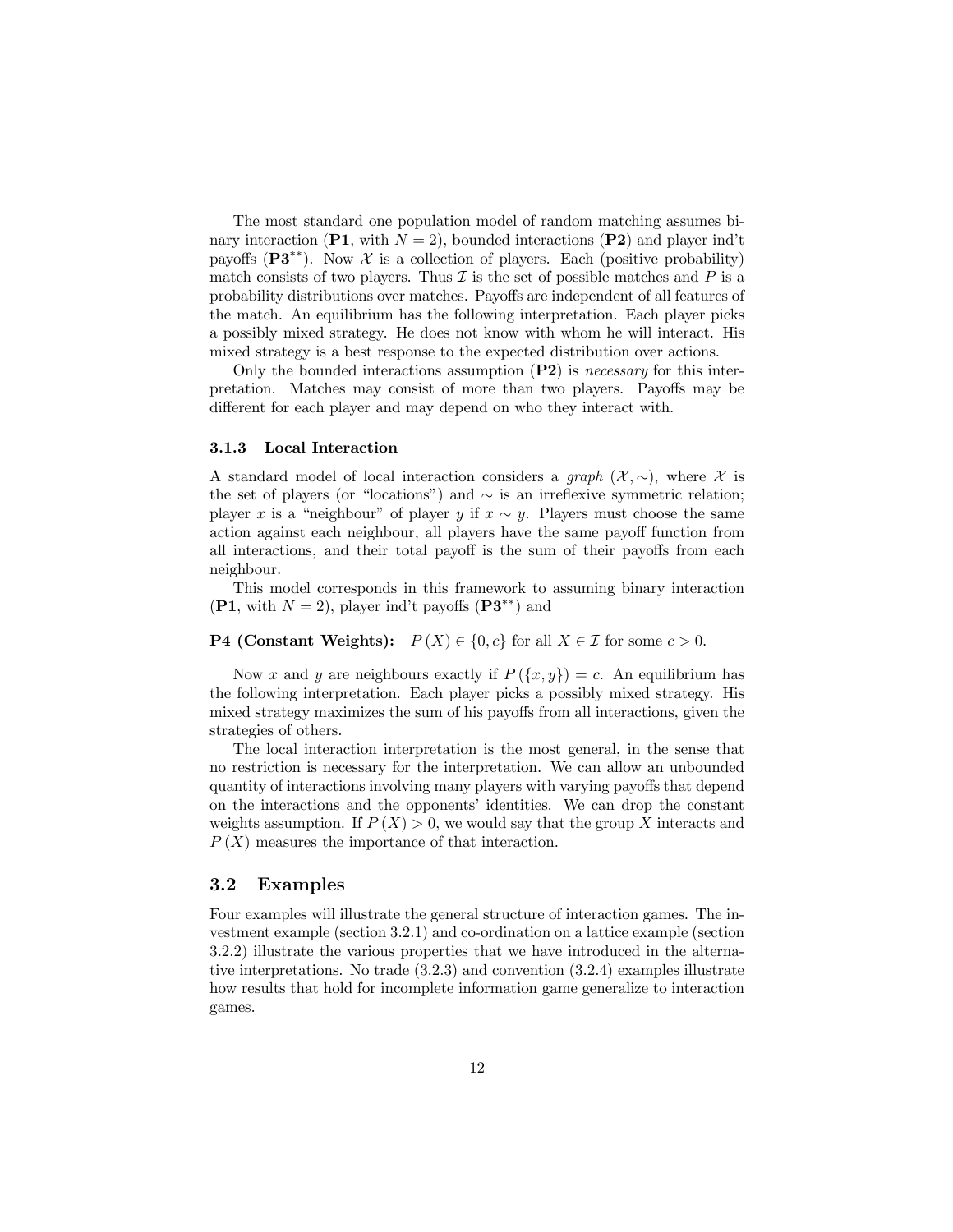The most standard one population model of random matching assumes binary interaction (**P1**, with $N = 2$), bounded interactions (**P2**) and player ind't payoffs (**P3**$^{**}$). Now $\mathcal{X}$ is a collection of players. Each (positive probability) match consists of two players. Thus $\mathcal{I}$ is the set of possible matches and $P$ is a probability distributions over matches. Payoffs are independent of all features of the match. An equilibrium has the following interpretation. Each player picks a possibly mixed strategy. He does not know with whom he will interact. His mixed strategy is a best response to the expected distribution over actions.

Only the bounded interactions assumption (**P2**) is *necessary* for this interpretation. Matches may consist of more than two players. Payoffs may be different for each player and may depend on who they interact with.

### 3.1.3 Local Interaction

A standard model of local interaction considers a *graph* $(\mathcal{X}, \sim)$, where $\mathcal{X}$ is the set of players (or "locations") and $\sim$ is an irreflexive symmetric relation; player $x$ is a "neighbour" of player $y$ if $x \sim y$. Players must choose the same action against each neighbour, all players have the same payoff function from all interactions, and their total payoff is the sum of their payoffs from each neighbour.

This model corresponds in this framework to assuming binary interaction (**P1**, with $N = 2$), player ind't payoffs (**P3**$^{**}$) and

**P4 (Constant Weights):** $P(X) \in \{0, c\}$ for all $X \in \mathcal{I}$ for some $c > 0$.

Now $x$ and $y$ are neighbours exactly if $P(\{x, y\}) = c$. An equilibrium has the following interpretation. Each player picks a possibly mixed strategy. His mixed strategy maximizes the sum of his payoffs from all interactions, given the strategies of others.

The local interaction interpretation is the most general, in the sense that no restriction is necessary for the interpretation. We can allow an unbounded quantity of interactions involving many players with varying payoffs that depend on the interactions and the opponents' identities. We can drop the constant weights assumption. If $P(X) > 0$, we would say that the group $X$ interacts and $P(X)$ measures the importance of that interaction.

## 3.2 Examples

Four examples will illustrate the general structure of interaction games. The investment example (section 3.2.1) and co-ordination on a lattice example (section 3.2.2) illustrate the various properties that we have introduced in the alternative interpretations. No trade (3.2.3) and convention (3.2.4) examples illustrate how results that hold for incomplete information game generalize to interaction games.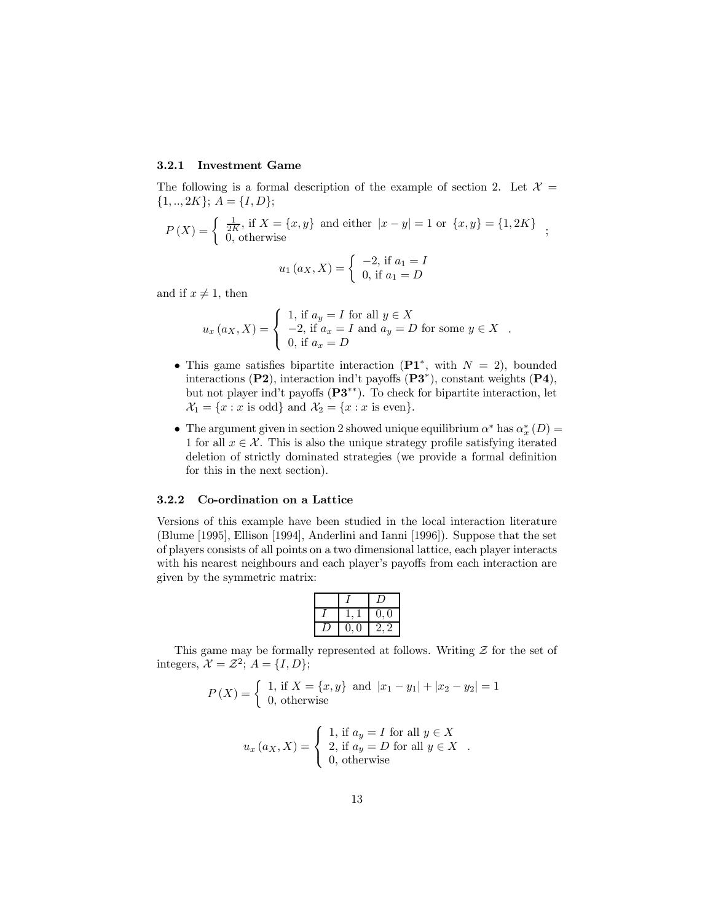### 3.2.1 Investment Game

The following is a formal description of the example of section 2. Let $\mathcal{X} = \{1, .., 2K\}$; $A = \{I, D\}$;

$$P(X) = \begin{cases} \frac{1}{2K}, \text{ if } X = \{x, y\} \text{ and either } |x - y| = 1 \text{ or } \{x, y\} = \{1, 2K\} \\ 0, \text{ otherwise} \end{cases};$$

$$u_1(a_X, X) = \begin{cases} -2, \text{ if } a_1 = I \\ 0, \text{ if } a_1 = D \end{cases}$$

and if $x \neq 1$, then

$$u_x(a_X, X) = \begin{cases} 1, \text{ if } a_y = I \text{ for all } y \in X \\ -2, \text{ if } a_x = I \text{ and } a_y = D \text{ for some } y \in X \\ 0, \text{ if } a_x = D \end{cases}.$$

- This game satisfies bipartite interaction (**P1***, with $N = 2$), bounded interactions (**P2**), interaction ind't payoffs (**P3***), constant weights (**P4**), but not player ind't payoffs (**P3****). To check for bipartite interaction, let $\mathcal{X}_1 = \{x : x \text{ is odd}\}$ and $\mathcal{X}_2 = \{x : x \text{ is even}\}$.
- The argument given in section 2 showed unique equilibrium $\alpha^*$ has $\alpha^*_x(D) = 1$ for all $x \in \mathcal{X}$. This is also the unique strategy profile satisfying iterated deletion of strictly dominated strategies (we provide a formal definition for this in the next section).

### 3.2.2 Co-ordination on a Lattice

Versions of this example have been studied in the local interaction literature (Blume [1995], Ellison [1994], Anderlini and Ianni [1996]). Suppose that the set of players consists of all points on a two dimensional lattice, each player interacts with his nearest neighbours and each player's payoffs from each interaction are given by the symmetric matrix:

| | $I$ | $D$ |
|---|---|---|
| $I$ | $1, 1$ | $0, 0$ |
| $D$ | $0, 0$ | $2, 2$ |

This game may be formally represented at follows. Writing $\mathcal{Z}$ for the set of integers, $\mathcal{X} = \mathcal{Z}^2$; $A = \{I, D\}$;

$$P(X) = \begin{cases} 1, \text{ if } X = \{x, y\} \text{ and } |x_1 - y_1| + |x_2 - y_2| = 1 \\ 0, \text{ otherwise} \end{cases}$$

$$u_x(a_X, X) = \begin{cases} 1, \text{ if } a_y = I \text{ for all } y \in X \\ 2, \text{ if } a_y = D \text{ for all } y \in X \\ 0, \text{ otherwise} \end{cases}.$$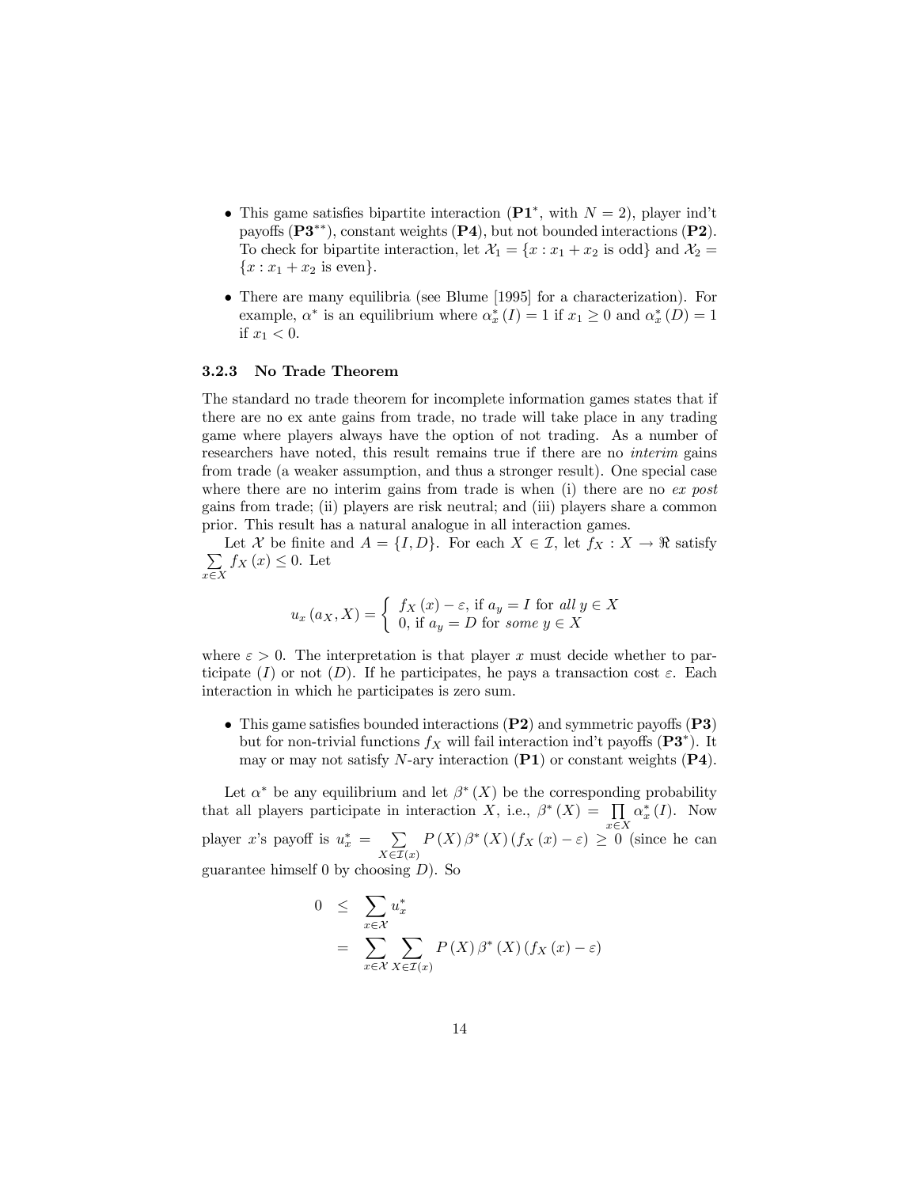- This game satisfies bipartite interaction (**P1**$^*$, with $N = 2$), player ind't payoffs (**P3**$^{**}$), constant weights (**P4**), but not bounded interactions (**P2**). To check for bipartite interaction, let $\mathcal{X}_1 = \{x : x_1 + x_2 \text{ is odd}\}$ and $\mathcal{X}_2 = \{x : x_1 + x_2 \text{ is even}\}$.

- There are many equilibria (see Blume [1995] for a characterization). For example, $\alpha^*$ is an equilibrium where $\alpha^*_x(I) = 1$ if $x_1 \geq 0$ and $\alpha^*_x(D) = 1$ if $x_1 < 0$.

### 3.2.3 No Trade Theorem

The standard no trade theorem for incomplete information games states that if there are no ex ante gains from trade, no trade will take place in any trading game where players always have the option of not trading. As a number of researchers have noted, this result remains true if there are no *interim* gains from trade (a weaker assumption, and thus a stronger result). One special case where there are no interim gains from trade is when (i) there are no *ex post* gains from trade; (ii) players are risk neutral; and (iii) players share a common prior. This result has a natural analogue in all interaction games.

Let $\mathcal{X}$ be finite and $A = \{I, D\}$. For each $X \in \mathcal{I}$, let $f_X : X \to \Re$ satisfy $\sum_{x \in X} f_X(x) \leq 0$. Let

$$u_x(a_X, X) = \begin{cases} f_X(x) - \varepsilon, \text{ if } a_y = I \text{ for } \textit{all } y \in X \\ 0, \text{ if } a_y = D \text{ for } \textit{some } y \in X \end{cases}$$

where $\varepsilon > 0$. The interpretation is that player $x$ must decide whether to participate ($I$) or not ($D$). If he participates, he pays a transaction cost $\varepsilon$. Each interaction in which he participates is zero sum.

- This game satisfies bounded interactions (**P2**) and symmetric payoffs (**P3**) but for non-trivial functions $f_X$ will fail interaction ind't payoffs (**P3**$^*$). It may or may not satisfy $N$-ary interaction (**P1**) or constant weights (**P4**).

Let $\alpha^*$ be any equilibrium and let $\beta^*(X)$ be the corresponding probability that all players participate in interaction $X$, i.e., $\beta^*(X) = \prod_{x \in X} \alpha^*_x(I)$. Now player $x$'s payoff is $u^*_x = \sum_{X \in \mathcal{I}(x)} P(X) \beta^*(X)(f_X(x) - \varepsilon) \geq 0$ (since he can guarantee himself 0 by choosing $D$). So

$$\begin{aligned} 0 &\leq \sum_{x \in \mathcal{X}} u^*_x \\ &= \sum_{x \in \mathcal{X}} \sum_{X \in \mathcal{I}(x)} P(X) \beta^*(X)(f_X(x) - \varepsilon) \end{aligned}$$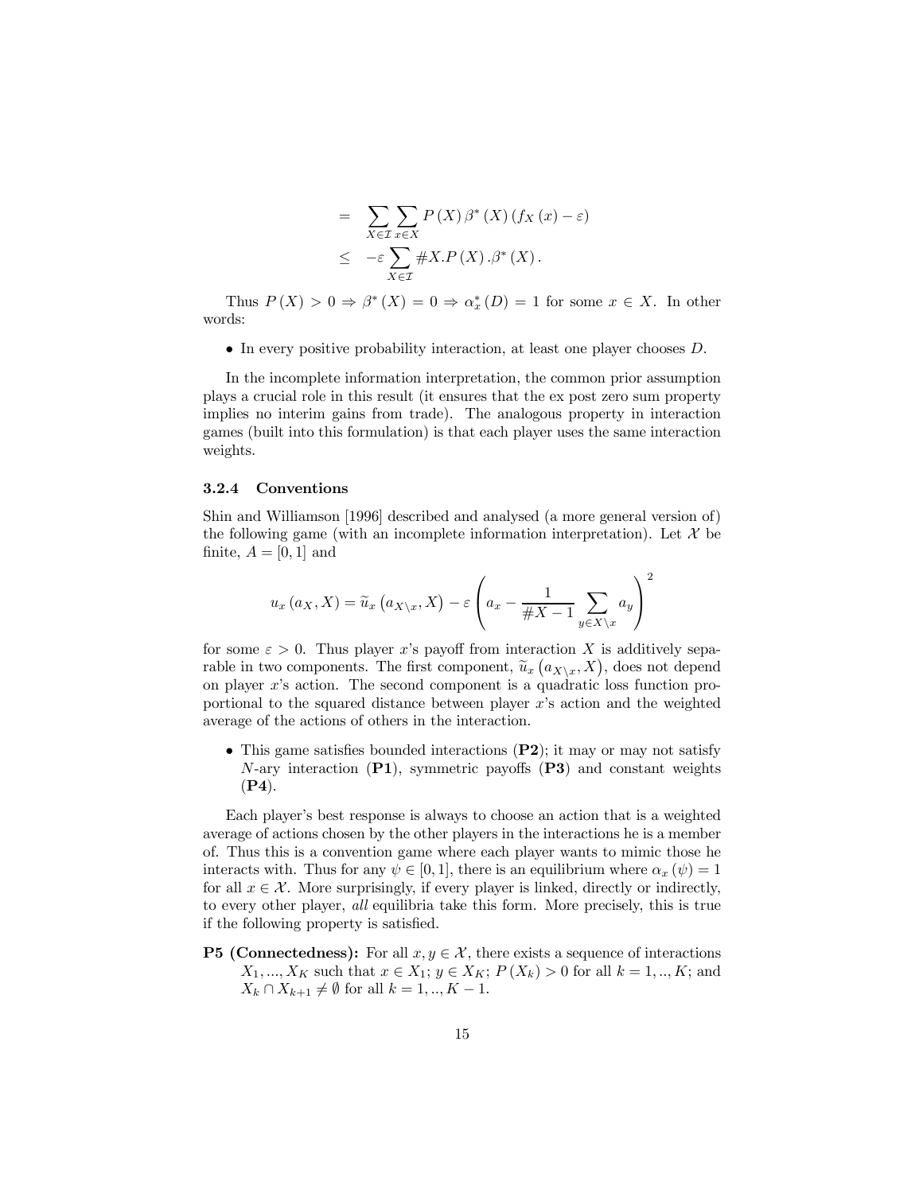$$
\begin{aligned}
&= \sum_{X \in \mathcal{I}} \sum_{x \in X} P(X)\, \beta^*(X)\, (f_X(x) - \varepsilon) \\
&\leq -\varepsilon \sum_{X \in \mathcal{I}} \#X.P(X).\beta^*(X).
\end{aligned}
$$

Thus $P(X) > 0 \Rightarrow \beta^*(X) = 0 \Rightarrow \alpha_x^*(D) = 1$ for some $x \in X$. In other words:

- In every positive probability interaction, at least one player chooses $D$.

In the incomplete information interpretation, the common prior assumption plays a crucial role in this result (it ensures that the ex post zero sum property implies no interim gains from trade). The analogous property in interaction games (built into this formulation) is that each player uses the same interaction weights.

#### 3.2.4 Conventions

Shin and Williamson [1996] described and analysed (a more general version of) the following game (with an incomplete information interpretation). Let $\mathcal{X}$ be finite, $A = [0,1]$ and

$$
u_x(a_X, X) = \widetilde{u}_x\left(a_{X \backslash x}, X\right) - \varepsilon \left(a_x - \frac{1}{\#X - 1} \sum_{y \in X \backslash x} a_y\right)^2
$$

for some $\varepsilon > 0$. Thus player $x$'s payoff from interaction $X$ is additively separable in two components. The first component, $\widetilde{u}_x\left(a_{X \backslash x}, X\right)$, does not depend on player $x$'s action. The second component is a quadratic loss function proportional to the squared distance between player $x$'s action and the weighted average of the actions of others in the interaction.

- This game satisfies bounded interactions (**P2**); it may or may not satisfy $N$-ary interaction (**P1**), symmetric payoffs (**P3**) and constant weights (**P4**).

Each player's best response is always to choose an action that is a weighted average of actions chosen by the other players in the interactions he is a member of. Thus this is a convention game where each player wants to mimic those he interacts with. Thus for any $\psi \in [0,1]$, there is an equilibrium where $\alpha_x(\psi) = 1$ for all $x \in \mathcal{X}$. More surprisingly, if every player is linked, directly or indirectly, to every other player, *all* equilibria take this form. More precisely, this is true if the following property is satisfied.

**P5 (Connectedness):** For all $x, y \in \mathcal{X}$, there exists a sequence of interactions $X_1, ..., X_K$ such that $x \in X_1$; $y \in X_K$; $P(X_k) > 0$ for all $k = 1, .., K$; and $X_k \cap X_{k+1} \neq \emptyset$ for all $k = 1, .., K-1$.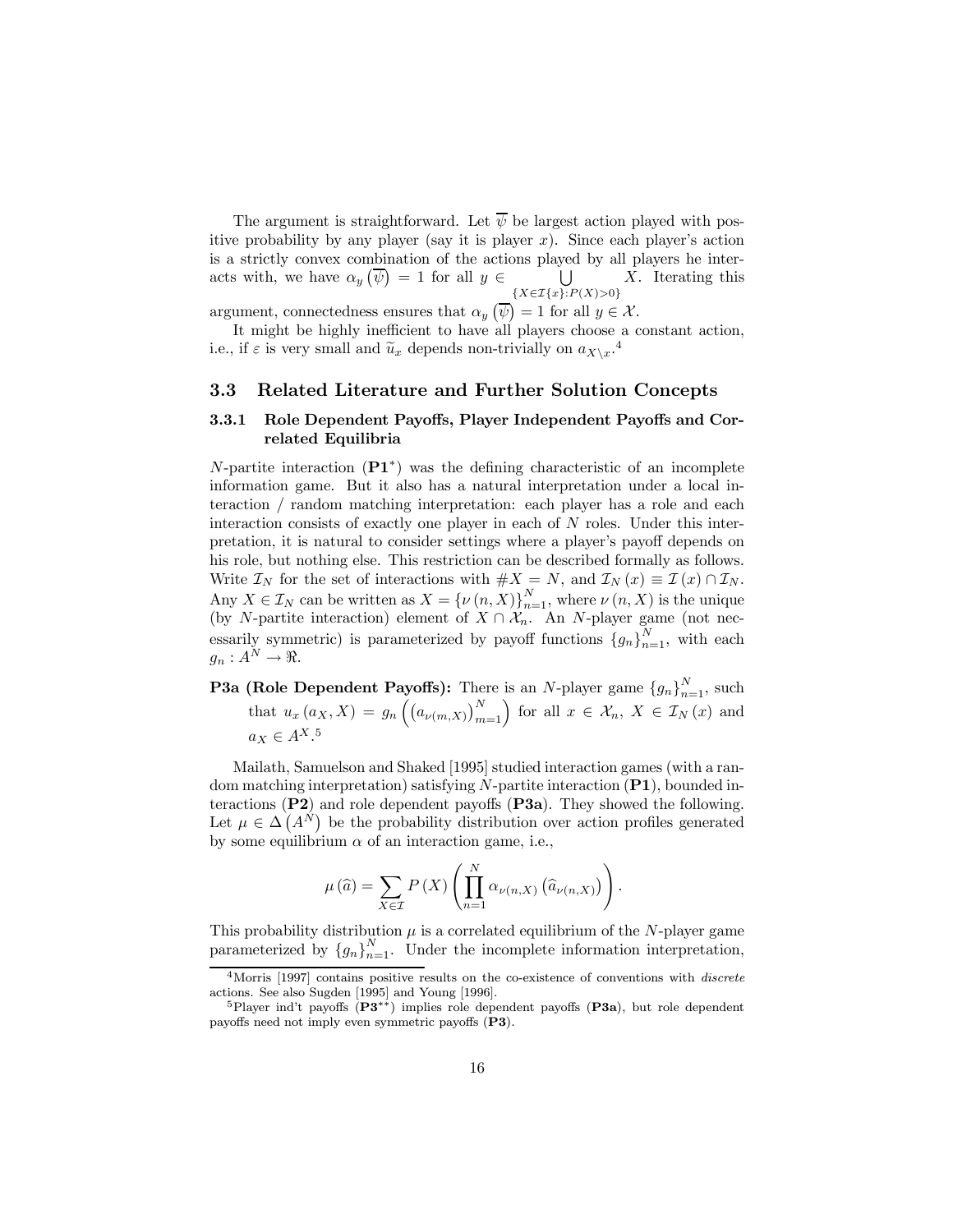The argument is straightforward. Let $\overline{\psi}$ be largest action played with positive probability by any player (say it is player $x$). Since each player's action is a strictly convex combination of the actions played by all players he interacts with, we have $\alpha_y\left(\overline{\psi}\right) = 1$ for all $y \in \bigcup_{\{X \in \mathcal{I}\{x\}: P(X)>0\}} X$. Iterating this argument, connectedness ensures that $\alpha_y\left(\overline{\psi}\right) = 1$ for all $y \in \mathcal{X}$.

It might be highly inefficient to have all players choose a constant action, i.e., if $\varepsilon$ is very small and $\widetilde{u}_x$ depends non-trivially on $a_{X \backslash x}$.[4]

## 3.3 Related Literature and Further Solution Concepts

### 3.3.1 Role Dependent Payoffs, Player Independent Payoffs and Correlated Equilibria

$N$-partite interaction (**P1***) was the defining characteristic of an incomplete information game. But it also has a natural interpretation under a local interaction / random matching interpretation: each player has a role and each interaction consists of exactly one player in each of $N$ roles. Under this interpretation, it is natural to consider settings where a player's payoff depends on his role, but nothing else. This restriction can be described formally as follows. Write $\mathcal{I}_N$ for the set of interactions with $\#X = N$, and $\mathcal{I}_N(x) \equiv \mathcal{I}(x) \cap \mathcal{I}_N$. Any $X \in \mathcal{I}_N$ can be written as $X = \{\nu(n, X)\}_{n=1}^N$, where $\nu(n, X)$ is the unique (by $N$-partite interaction) element of $X \cap \mathcal{X}_n$. An $N$-player game (not necessarily symmetric) is parameterized by payoff functions $\{g_n\}_{n=1}^N$, with each $g_n : A^N \to \Re$.

**P3a (Role Dependent Payoffs):** There is an $N$-player game $\{g_n\}_{n=1}^N$, such that $u_x(a_X, X) = g_n\left(\left(a_{\nu(m,X)}\right)_{m=1}^N\right)$ for all $x \in \mathcal{X}_n$, $X \in \mathcal{I}_N(x)$ and $a_X \in A^X$.[5]

Mailath, Samuelson and Shaked [1995] studied interaction games (with a random matching interpretation) satisfying $N$-partite interaction (**P1**), bounded interactions (**P2**) and role dependent payoffs (**P3a**). They showed the following. Let $\mu \in \Delta\left(A^N\right)$ be the probability distribution over action profiles generated by some equilibrium $\alpha$ of an interaction game, i.e.,

$$\mu(\widehat{a}) = \sum_{X \in \mathcal{I}} P(X) \left( \prod_{n=1}^N \alpha_{\nu(n,X)}\left(\widehat{a}_{\nu(n,X)}\right) \right).$$

This probability distribution $\mu$ is a correlated equilibrium of the $N$-player game parameterized by $\{g_n\}_{n=1}^N$. Under the incomplete information interpretation,

---

[4] Morris [1997] contains positive results on the co-existence of conventions with *discrete* actions. See also Sugden [1995] and Young [1996].

[5] Player ind't payoffs (**P3****) implies role dependent payoffs (**P3a**), but role dependent payoffs need not imply even symmetric payoffs (**P3**).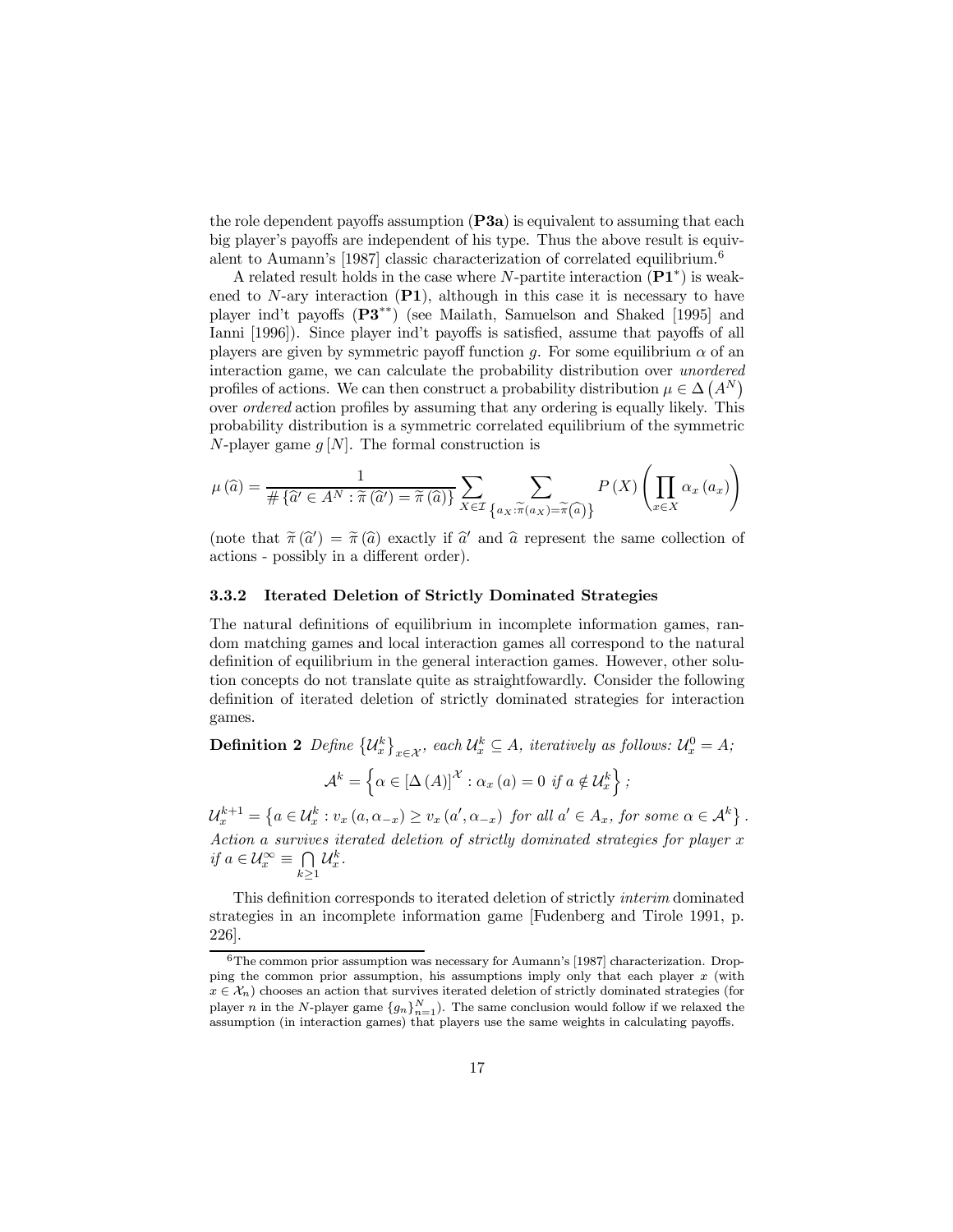the role dependent payoffs assumption (**P3a**) is equivalent to assuming that each big player's payoffs are independent of his type. Thus the above result is equivalent to Aumann's [1987] classic characterization of correlated equilibrium.[6]

A related result holds in the case where $N$-partite interaction ($\mathbf{P1}^*$) is weakened to $N$-ary interaction (**P1**), although in this case it is necessary to have player ind't payoffs ($\mathbf{P3}^{**}$) (see Mailath, Samuelson and Shaked [1995] and Ianni [1996]). Since player ind't payoffs is satisfied, assume that payoffs of all players are given by symmetric payoff function $g$. For some equilibrium $\alpha$ of an interaction game, we can calculate the probability distribution over *unordered* profiles of actions. We can then construct a probability distribution $\mu \in \Delta\left(A^N\right)$ over *ordered* action profiles by assuming that any ordering is equally likely. This probability distribution is a symmetric correlated equilibrium of the symmetric $N$-player game $g[N]$. The formal construction is

$$\mu\left(\widehat{a}\right) = \frac{1}{\#\left\{\widehat{a}' \in A^N : \widetilde{\pi}\left(\widehat{a}'\right) = \widetilde{\pi}\left(\widehat{a}\right)\right\}} \sum_{X \in \mathcal{I}} \sum_{\left\{a_X : \widetilde{\pi}(a_X) = \widetilde{\pi}\left(\widehat{a}\right)\right\}} P\left(X\right)\left(\prod_{x \in X} \alpha_x\left(a_x\right)\right)$$

(note that $\widetilde{\pi}\left(\widehat{a}'\right) = \widetilde{\pi}\left(\widehat{a}\right)$ exactly if $\widehat{a}'$ and $\widehat{a}$ represent the same collection of actions - possibly in a different order).

### 3.3.2 Iterated Deletion of Strictly Dominated Strategies

The natural definitions of equilibrium in incomplete information games, random matching games and local interaction games all correspond to the natural definition of equilibrium in the general interaction games. However, other solution concepts do not translate quite as straightfowardly. Consider the following definition of iterated deletion of strictly dominated strategies for interaction games.

**Definition 2** *Define* $\left\{\mathcal{U}_x^k\right\}_{x \in \mathcal{X}}$*, each* $\mathcal{U}_x^k \subseteq A$*, iteratively as follows:* $\mathcal{U}_x^0 = A$*;*

$$\mathcal{A}^k = \left\{\alpha \in \left[\Delta\left(A\right)\right]^{\mathcal{X}} : \alpha_x\left(a\right) = 0 \text{ if } a \notin \mathcal{U}_x^k\right\};$$

$$\mathcal{U}_x^{k+1} = \left\{a \in \mathcal{U}_x^k : v_x\left(a, \alpha_{-x}\right) \geq v_x\left(a', \alpha_{-x}\right) \text{ for all } a' \in A_x, \text{ for some } \alpha \in \mathcal{A}^k\right\}.$$

*Action $a$ survives iterated deletion of strictly dominated strategies for player $x$ if* $a \in \mathcal{U}_x^\infty \equiv \bigcap\limits_{k \geq 1} \mathcal{U}_x^k$.

This definition corresponds to iterated deletion of strictly *interim* dominated strategies in an incomplete information game [Fudenberg and Tirole 1991, p. 226].

[6] The common prior assumption was necessary for Aumann's [1987] characterization. Dropping the common prior assumption, his assumptions imply only that each player $x$ (with $x \in \mathcal{X}_n$) chooses an action that survives iterated deletion of strictly dominated strategies (for player $n$ in the $N$-player game $\{g_n\}_{n=1}^N$). The same conclusion would follow if we relaxed the assumption (in interaction games) that players use the same weights in calculating payoffs.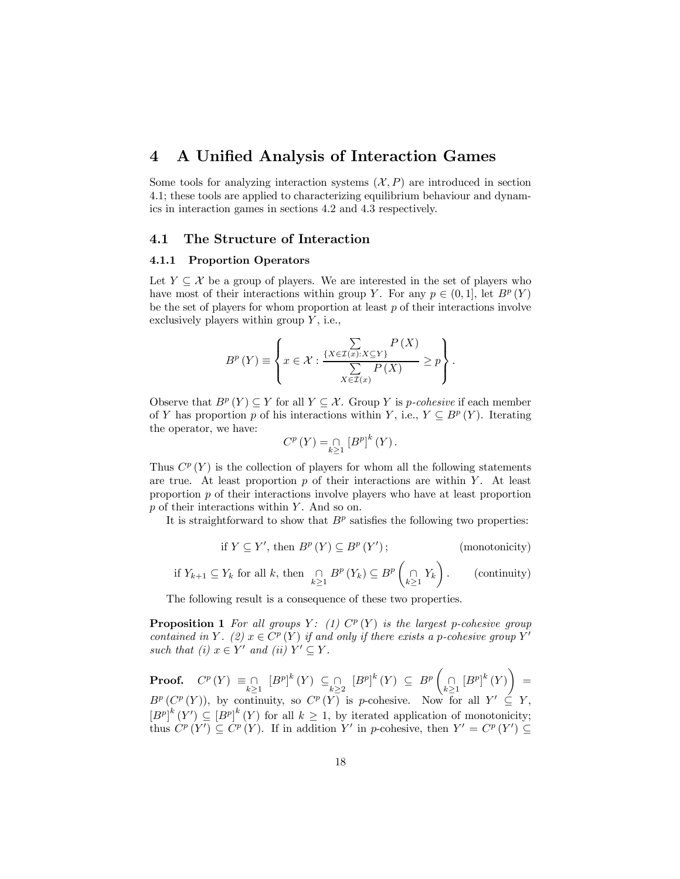# 4 A Unified Analysis of Interaction Games

Some tools for analyzing interaction systems $(\mathcal{X}, P)$ are introduced in section 4.1; these tools are applied to characterizing equilibrium behaviour and dynamics in interaction games in sections 4.2 and 4.3 respectively.

## 4.1 The Structure of Interaction

### 4.1.1 Proportion Operators

Let $Y \subseteq \mathcal{X}$ be a group of players. We are interested in the set of players who have most of their interactions within group $Y$. For any $p \in (0, 1]$, let $B^p(Y)$ be the set of players for whom proportion at least $p$ of their interactions involve exclusively players within group $Y$, i.e.,

$$B^p(Y) \equiv \left\{ x \in \mathcal{X} : \frac{\sum\limits_{\{X \in \mathcal{I}(x) : X \subseteq Y\}} P(X)}{\sum\limits_{X \in \mathcal{I}(x)} P(X)} \geq p \right\}.$$

Observe that $B^p(Y) \subseteq Y$ for all $Y \subseteq \mathcal{X}$. Group $Y$ is *p-cohesive* if each member of $Y$ has proportion $p$ of his interactions within $Y$, i.e., $Y \subseteq B^p(Y)$. Iterating the operator, we have:

$$C^p(Y) = \bigcap_{k \geq 1} [B^p]^k(Y).$$

Thus $C^p(Y)$ is the collection of players for whom all the following statements are true. At least proportion $p$ of their interactions are within $Y$. At least proportion $p$ of their interactions involve players who have at least proportion $p$ of their interactions within $Y$. And so on.

It is straightforward to show that $B^p$ satisfies the following two properties:

$$\text{if } Y \subseteq Y', \text{ then } B^p(Y) \subseteq B^p(Y'); \qquad \text{(monotonicity)}$$

$$\text{if } Y_{k+1} \subseteq Y_k \text{ for all } k, \text{ then } \bigcap_{k \geq 1} B^p(Y_k) \subseteq B^p\left(\bigcap_{k \geq 1} Y_k\right). \qquad \text{(continuity)}$$

The following result is a consequence of these two properties.

**Proposition 1** *For all groups $Y$: (1) $C^p(Y)$ is the largest p-cohesive group contained in $Y$. (2) $x \in C^p(Y)$ if and only if there exists a p-cohesive group $Y'$ such that (i) $x \in Y'$ and (ii) $Y' \subseteq Y$.*

**Proof.** $C^p(Y) \equiv \bigcap_{k \geq 1} [B^p]^k(Y) \subseteq \bigcap_{k \geq 2} [B^p]^k(Y) \subseteq B^p\left(\bigcap_{k \geq 1} [B^p]^k(Y)\right) = B^p(C^p(Y))$, by continuity, so $C^p(Y)$ is $p$-cohesive. Now for all $Y' \subseteq Y$, $[B^p]^k(Y') \subseteq [B^p]^k(Y)$ for all $k \geq 1$, by iterated application of monotonicity; thus $C^p(Y') \subseteq C^p(Y)$. If in addition $Y'$ in $p$-cohesive, then $Y' = C^p(Y') \subseteq$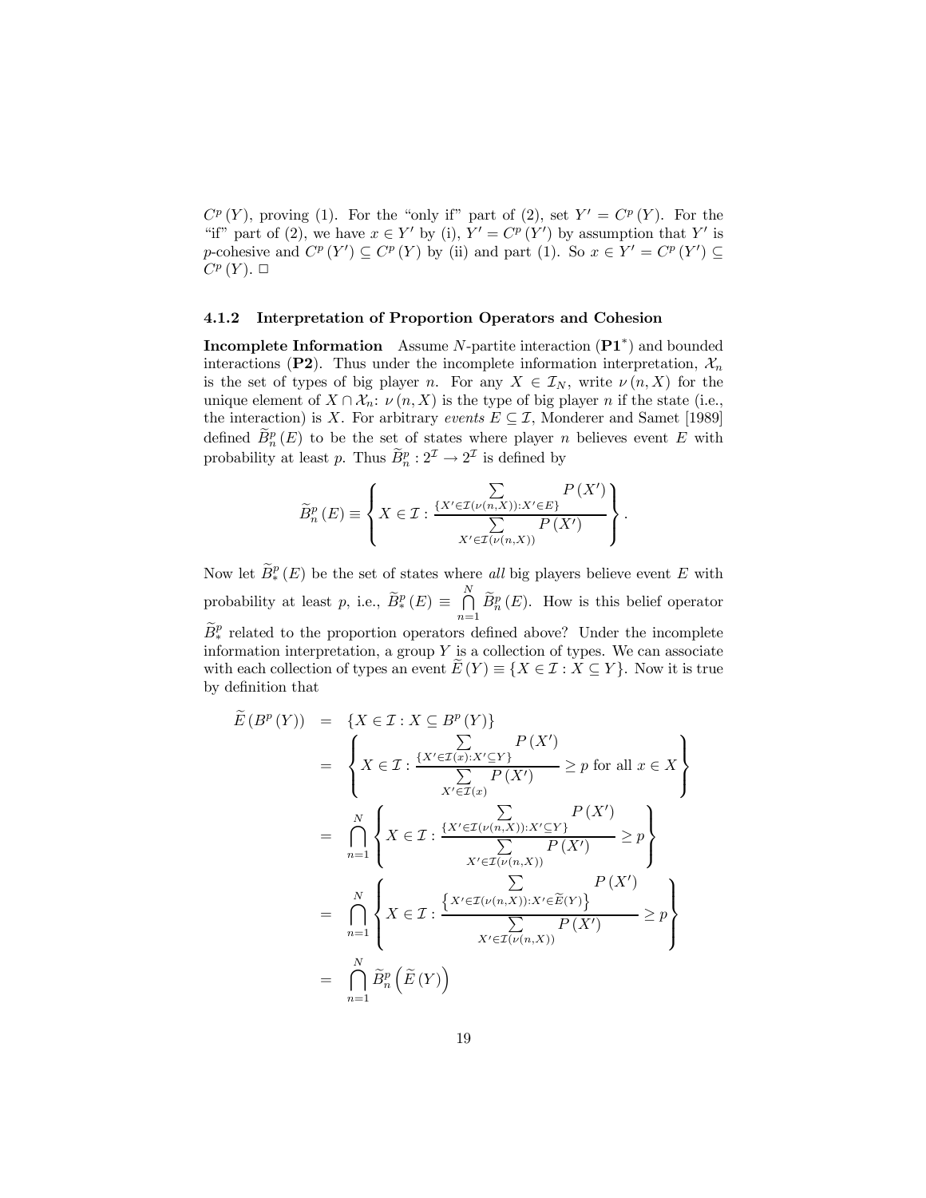$C^p(Y)$, proving (1). For the "only if" part of (2), set $Y' = C^p(Y)$. For the "if" part of (2), we have $x \in Y'$ by (i), $Y' = C^p(Y')$ by assumption that $Y'$ is $p$-cohesive and $C^p(Y') \subseteq C^p(Y)$ by (ii) and part (1). So $x \in Y' = C^p(Y') \subseteq C^p(Y)$. □

### 4.1.2 Interpretation of Proportion Operators and Cohesion

**Incomplete Information** Assume $N$-partite interaction (**P1**$^*$) and bounded interactions (**P2**). Thus under the incomplete information interpretation, $\mathcal{X}_n$ is the set of types of big player $n$. For any $X \in \mathcal{I}_N$, write $\nu(n, X)$ for the unique element of $X \cap \mathcal{X}_n$: $\nu(n, X)$ is the type of big player $n$ if the state (i.e., the interaction) is $X$. For arbitrary *events* $E \subseteq \mathcal{I}$, Monderer and Samet [1989] defined $\widetilde{B}^p_n(E)$ to be the set of states where player $n$ believes event $E$ with probability at least $p$. Thus $\widetilde{B}^p_n : 2^{\mathcal{I}} \to 2^{\mathcal{I}}$ is defined by

$$\widetilde{B}^p_n(E) \equiv \left\{ X \in \mathcal{I} : \frac{\sum\limits_{\{X' \in \mathcal{I}(\nu(n,X)) : X' \in E\}} P(X')}{\sum\limits_{X' \in \mathcal{I}(\nu(n,X))} P(X')} \right\}.$$

Now let $\widetilde{B}^p_*(E)$ be the set of states where *all* big players believe event $E$ with probability at least $p$, i.e., $\widetilde{B}^p_*(E) \equiv \bigcap\limits_{n=1}^{N} \widetilde{B}^p_n(E)$. How is this belief operator $\widetilde{B}^p_*$ related to the proportion operators defined above? Under the incomplete information interpretation, a group $Y$ is a collection of types. We can associate with each collection of types an event $\widetilde{E}(Y) \equiv \{X \in \mathcal{I} : X \subseteq Y\}$. Now it is true by definition that

$$\begin{aligned}
\widetilde{E}(B^p(Y)) &= \{X \in \mathcal{I} : X \subseteq B^p(Y)\} \\
&= \left\{ X \in \mathcal{I} : \frac{\sum\limits_{\{X' \in \mathcal{I}(x) : X' \subseteq Y\}} P(X')}{\sum\limits_{X' \in \mathcal{I}(x)} P(X')} \geq p \text{ for all } x \in X \right\} \\
&= \bigcap_{n=1}^{N} \left\{ X \in \mathcal{I} : \frac{\sum\limits_{\{X' \in \mathcal{I}(\nu(n,X)) : X' \subseteq Y\}} P(X')}{\sum\limits_{X' \in \mathcal{I}(\nu(n,X))} P(X')} \geq p \right\} \\
&= \bigcap_{n=1}^{N} \left\{ X \in \mathcal{I} : \frac{\sum\limits_{\left\{X' \in \mathcal{I}(\nu(n,X)) : X' \in \widetilde{E}(Y)\right\}} P(X')}{\sum\limits_{X' \in \mathcal{I}(\nu(n,X))} P(X')} \geq p \right\} \\
&= \bigcap_{n=1}^{N} \widetilde{B}^p_n\left(\widetilde{E}(Y)\right)
\end{aligned}$$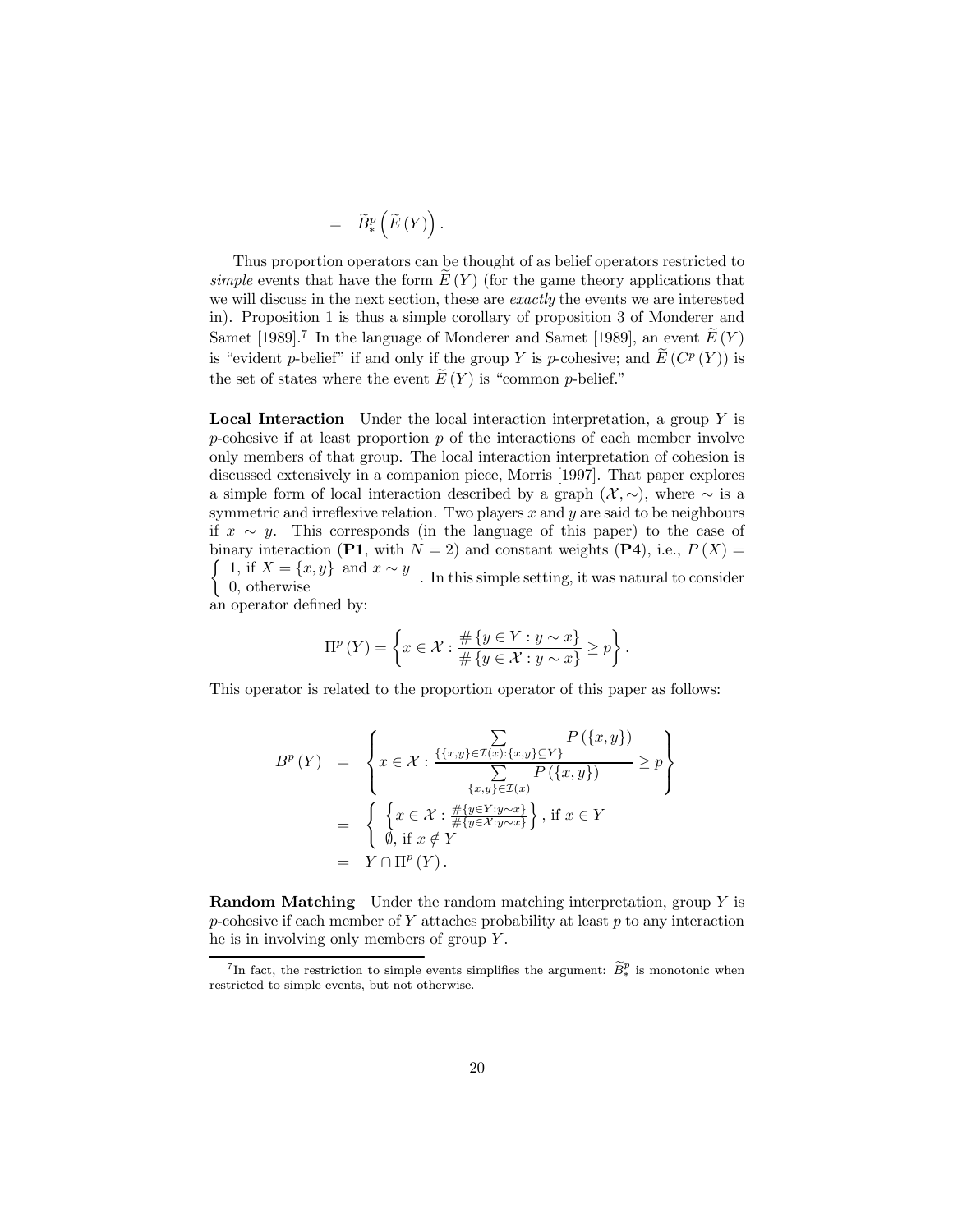$$= \widetilde{B}^p_* \left( \widetilde{E}(Y) \right).$$

Thus proportion operators can be thought of as belief operators restricted to *simple* events that have the form $\widetilde{E}(Y)$ (for the game theory applications that we will discuss in the next section, these are *exactly* the events we are interested in). Proposition 1 is thus a simple corollary of proposition 3 of Monderer and Samet [1989].[7] In the language of Monderer and Samet [1989], an event $\widetilde{E}(Y)$ is "evident $p$-belief" if and only if the group $Y$ is $p$-cohesive; and $\widetilde{E}(C^p(Y))$ is the set of states where the event $\widetilde{E}(Y)$ is "common $p$-belief."

**Local Interaction** Under the local interaction interpretation, a group $Y$ is $p$-cohesive if at least proportion $p$ of the interactions of each member involve only members of that group. The local interaction interpretation of cohesion is discussed extensively in a companion piece, Morris [1997]. That paper explores a simple form of local interaction described by a graph $(\mathcal{X}, \sim)$, where $\sim$ is a symmetric and irreflexive relation. Two players $x$ and $y$ are said to be neighbours if $x \sim y$. This corresponds (in the language of this paper) to the case of binary interaction (**P1**, with $N = 2$) and constant weights (**P4**), i.e., $P(X) = \begin{cases} 1, \text{ if } X = \{x, y\} \text{ and } x \sim y \\ 0, \text{ otherwise} \end{cases}$. In this simple setting, it was natural to consider an operator defined by:

$$\Pi^p(Y) = \left\{ x \in \mathcal{X} : \frac{\#\{y \in Y : y \sim x\}}{\#\{y \in \mathcal{X} : y \sim x\}} \geq p \right\}.$$

This operator is related to the proportion operator of this paper as follows:

$$\begin{aligned}
B^p(Y) &= \left\{ x \in \mathcal{X} : \frac{\sum\limits_{\{\{x,y\} \in \mathcal{I}(x) : \{x,y\} \subseteq Y\}} P(\{x,y\})}{\sum\limits_{\{x,y\} \in \mathcal{I}(x)} P(\{x,y\})} \geq p \right\} \\
&= \begin{cases} \left\{ x \in \mathcal{X} : \frac{\#\{y \in Y : y \sim x\}}{\#\{y \in \mathcal{X} : y \sim x\}} \right\}, \text{ if } x \in Y \\ \emptyset, \text{ if } x \notin Y \end{cases} \\
&= Y \cap \Pi^p(Y).
\end{aligned}$$

**Random Matching** Under the random matching interpretation, group $Y$ is $p$-cohesive if each member of $Y$ attaches probability at least $p$ to any interaction he is in involving only members of group $Y$.

---

[7] In fact, the restriction to simple events simplifies the argument: $\widetilde{B}^p_*$ is monotonic when restricted to simple events, but not otherwise.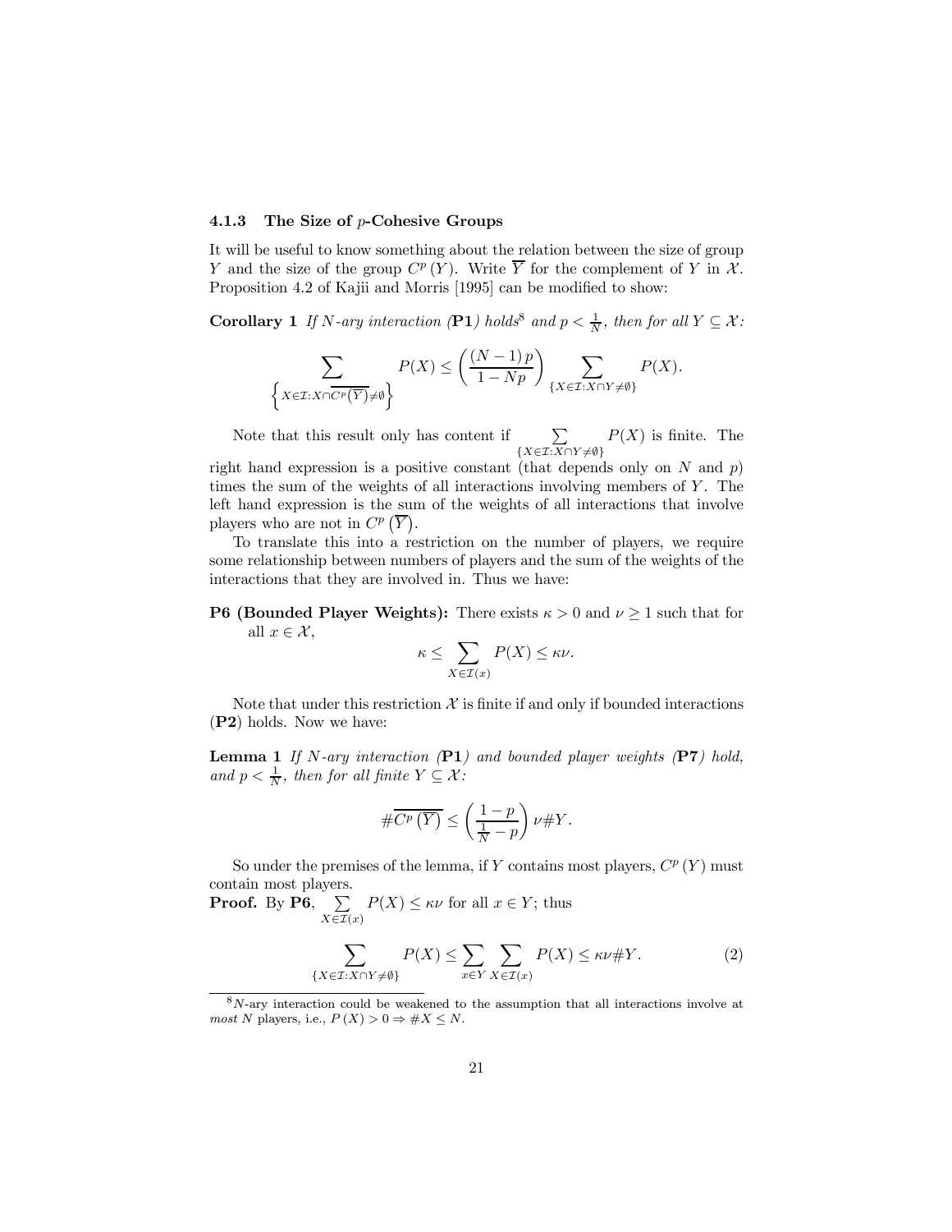### 4.1.3 The Size of $p$-Cohesive Groups

It will be useful to know something about the relation between the size of group $Y$ and the size of the group $C^p(Y)$. Write $\overline{Y}$ for the complement of $Y$ in $\mathcal{X}$. Proposition 4.2 of Kajii and Morris [1995] can be modified to show:

**Corollary 1** *If $N$-ary interaction (**P1**) holds[8] and $p < \frac{1}{N}$, then for all $Y \subseteq \mathcal{X}$:*

$$\sum_{\left\{X \in \mathcal{I} : X \cap \overline{C^p\left(\overline{Y}\right)} \neq \emptyset\right\}} P(X) \leq \left(\frac{(N-1)\,p}{1-Np}\right) \sum_{\{X \in \mathcal{I} : X \cap Y \neq \emptyset\}} P(X).$$

Note that this result only has content if $\sum_{\{X \in \mathcal{I} : X \cap Y \neq \emptyset\}} P(X)$ is finite. The right hand expression is a positive constant (that depends only on $N$ and $p$) times the sum of the weights of all interactions involving members of $Y$. The left hand expression is the sum of the weights of all interactions that involve players who are not in $C^p\left(\overline{Y}\right)$.

To translate this into a restriction on the number of players, we require some relationship between numbers of players and the sum of the weights of the interactions that they are involved in. Thus we have:

**P6 (Bounded Player Weights):** There exists $\kappa > 0$ and $\nu \geq 1$ such that for all $x \in \mathcal{X}$,

$$\kappa \leq \sum_{X \in \mathcal{I}(x)} P(X) \leq \kappa\nu.$$

Note that under this restriction $\mathcal{X}$ is finite if and only if bounded interactions (**P2**) holds. Now we have:

**Lemma 1** *If $N$-ary interaction (**P1**) and bounded player weights (**P7**) hold, and $p < \frac{1}{N}$, then for all finite $Y \subseteq \mathcal{X}$:*

$$\#\overline{C^p\left(\overline{Y}\right)} \leq \left(\frac{1-p}{\frac{1}{N}-p}\right) \nu \#Y.$$

So under the premises of the lemma, if $Y$ contains most players, $C^p(Y)$ must contain most players.

**Proof.** By **P6**, $\sum_{X \in \mathcal{I}(x)} P(X) \leq \kappa\nu$ for all $x \in Y$; thus

$$\sum_{\{X \in \mathcal{I} : X \cap Y \neq \emptyset\}} P(X) \leq \sum_{x \in Y} \sum_{X \in \mathcal{I}(x)} P(X) \leq \kappa\nu\#Y. \tag{2}$$

[8] $N$-ary interaction could be weakened to the assumption that all interactions involve at *most* $N$ players, i.e., $P(X) > 0 \Rightarrow \#X \leq N$.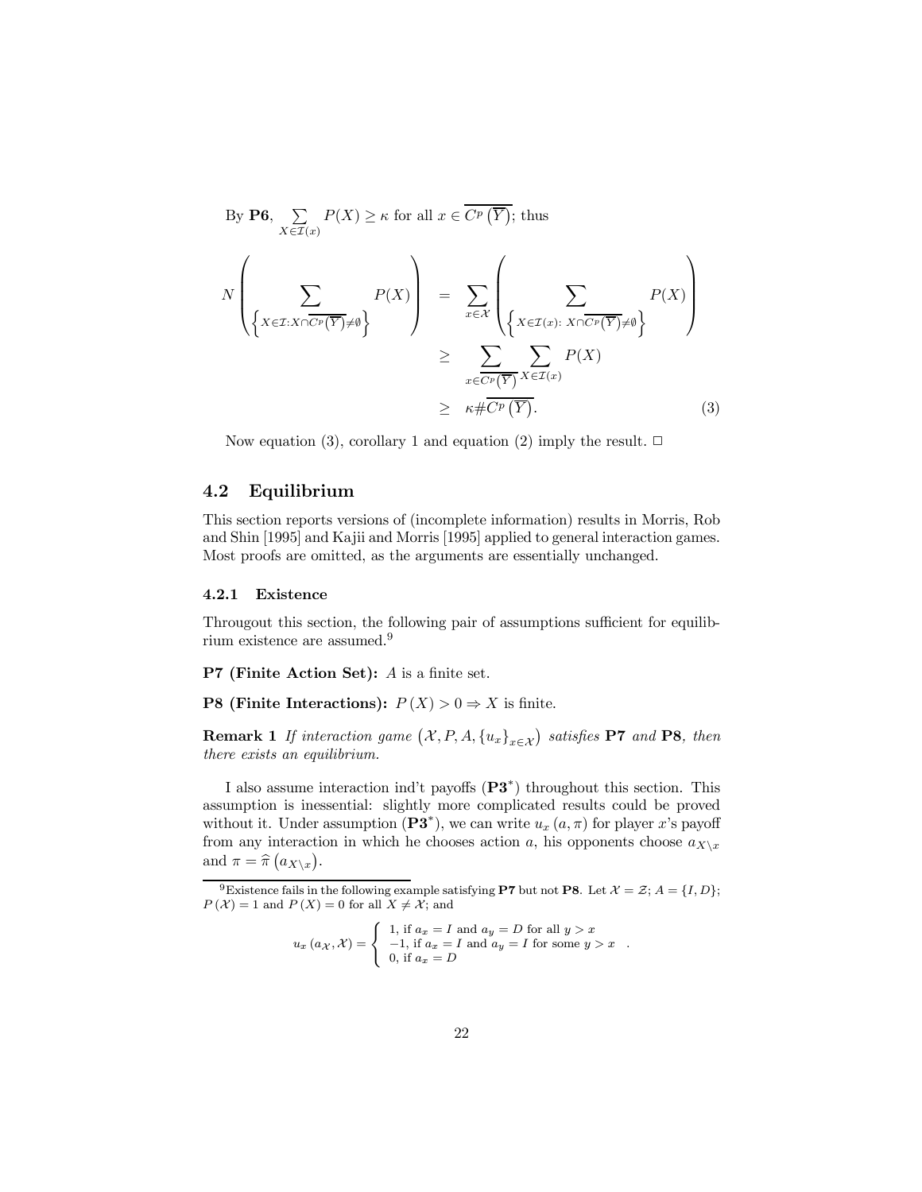By **P6**, $\sum_{X \in \mathcal{I}(x)} P(X) \geq \kappa$ for all $x \in \overline{C^p\left(\overline{Y}\right)}$; thus

$$
\begin{aligned}
N\left(\sum_{\left\{X \in \mathcal{I}: X \cap \overline{C^p\left(\overline{Y}\right)} \neq \emptyset\right\}} P(X)\right) &= \sum_{x \in \mathcal{X}}\left(\sum_{\left\{X \in \mathcal{I}(x):\ X \cap \overline{C^p\left(\overline{Y}\right)} \neq \emptyset\right\}} P(X)\right) \\
&\geq \sum_{x \in \overline{C^p\left(\overline{Y}\right)}} \sum_{X \in \mathcal{I}(x)} P(X) \\
&\geq \kappa \# \overline{C^p\left(\overline{Y}\right)}. \qquad (3)
\end{aligned}
$$

Now equation (3), corollary 1 and equation (2) imply the result. □

## 4.2 Equilibrium

This section reports versions of (incomplete information) results in Morris, Rob and Shin [1995] and Kajii and Morris [1995] applied to general interaction games. Most proofs are omitted, as the arguments are essentially unchanged.

### 4.2.1 Existence

Througout this section, the following pair of assumptions sufficient for equilibrium existence are assumed.[9]

**P7 (Finite Action Set):** $A$ is a finite set.

**P8 (Finite Interactions):** $P(X) > 0 \Rightarrow X$ is finite.

**Remark 1** *If interaction game* $\left(\mathcal{X}, P, A, \{u_x\}_{x \in \mathcal{X}}\right)$ *satisfies* **P7** *and* **P8***, then there exists an equilibrium.*

I also assume interaction ind't payoffs (**P3**$^*$) throughout this section. This assumption is inessential: slightly more complicated results could be proved without it. Under assumption (**P3**$^*$), we can write $u_x(a, \pi)$ for player $x$'s payoff from any interaction in which he chooses action $a$, his opponents choose $a_{X \backslash x}$ and $\pi = \widehat{\pi}\left(a_{X \backslash x}\right)$.

---

[9] Existence fails in the following example satisfying **P7** but not **P8**. Let $\mathcal{X} = \mathcal{Z}$; $A = \{I, D\}$; $P(\mathcal{X}) = 1$ and $P(X) = 0$ for all $X \neq \mathcal{X}$; and

$$
u_x\left(a_{\mathcal{X}}, \mathcal{X}\right) = \begin{cases} 1, \text{ if } a_x = I \text{ and } a_y = D \text{ for all } y > x \\ -1, \text{ if } a_x = I \text{ and } a_y = I \text{ for some } y > x \\ 0, \text{ if } a_x = D \end{cases}.
$$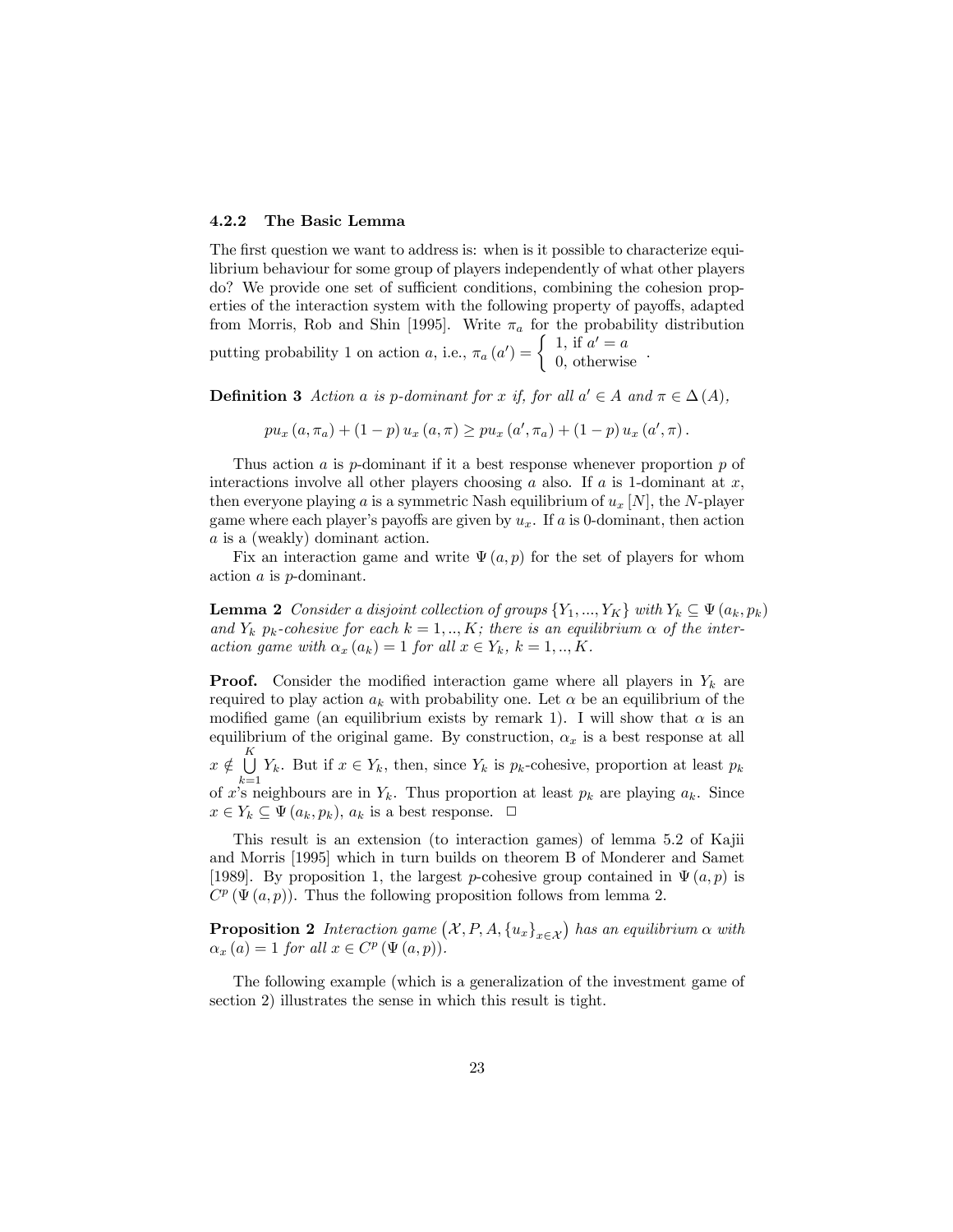### 4.2.2 The Basic Lemma

The first question we want to address is: when is it possible to characterize equilibrium behaviour for some group of players independently of what other players do? We provide one set of sufficient conditions, combining the cohesion properties of the interaction system with the following property of payoffs, adapted from Morris, Rob and Shin [1995]. Write $\pi_a$ for the probability distribution putting probability 1 on action $a$, i.e., $\pi_a(a') = \begin{cases} 1, \text{ if } a' = a \\ 0, \text{ otherwise} \end{cases}$.

**Definition 3** *Action $a$ is $p$-dominant for $x$ if, for all $a' \in A$ and $\pi \in \Delta(A)$,*

$$pu_x(a, \pi_a) + (1-p) u_x(a, \pi) \geq pu_x(a', \pi_a) + (1-p) u_x(a', \pi).$$

Thus action $a$ is $p$-dominant if it a best response whenever proportion $p$ of interactions involve all other players choosing $a$ also. If $a$ is 1-dominant at $x$, then everyone playing $a$ is a symmetric Nash equilibrium of $u_x[N]$, the $N$-player game where each player's payoffs are given by $u_x$. If $a$ is 0-dominant, then action $a$ is a (weakly) dominant action.

Fix an interaction game and write $\Psi(a,p)$ for the set of players for whom action $a$ is $p$-dominant.

**Lemma 2** *Consider a disjoint collection of groups $\{Y_1, ..., Y_K\}$ with $Y_k \subseteq \Psi(a_k, p_k)$ and $Y_k$ $p_k$-cohesive for each $k = 1, .., K$; there is an equilibrium $\alpha$ of the interaction game with $\alpha_x(a_k) = 1$ for all $x \in Y_k$, $k = 1, .., K$.*

**Proof.** Consider the modified interaction game where all players in $Y_k$ are required to play action $a_k$ with probability one. Let $\alpha$ be an equilibrium of the modified game (an equilibrium exists by remark 1). I will show that $\alpha$ is an equilibrium of the original game. By construction, $\alpha_x$ is a best response at all $x \notin \bigcup\limits_{k=1}^{K} Y_k$. But if $x \in Y_k$, then, since $Y_k$ is $p_k$-cohesive, proportion at least $p_k$ of $x$'s neighbours are in $Y_k$. Thus proportion at least $p_k$ are playing $a_k$. Since $x \in Y_k \subseteq \Psi(a_k, p_k)$, $a_k$ is a best response. □

This result is an extension (to interaction games) of lemma 5.2 of Kajii and Morris [1995] which in turn builds on theorem B of Monderer and Samet [1989]. By proposition 1, the largest $p$-cohesive group contained in $\Psi(a,p)$ is $C^p(\Psi(a,p))$. Thus the following proposition follows from lemma 2.

**Proposition 2** *Interaction game $\left(\mathcal{X}, P, A, \{u_x\}_{x \in \mathcal{X}}\right)$ has an equilibrium $\alpha$ with $\alpha_x(a) = 1$ for all $x \in C^p(\Psi(a,p))$.*

The following example (which is a generalization of the investment game of section 2) illustrates the sense in which this result is tight.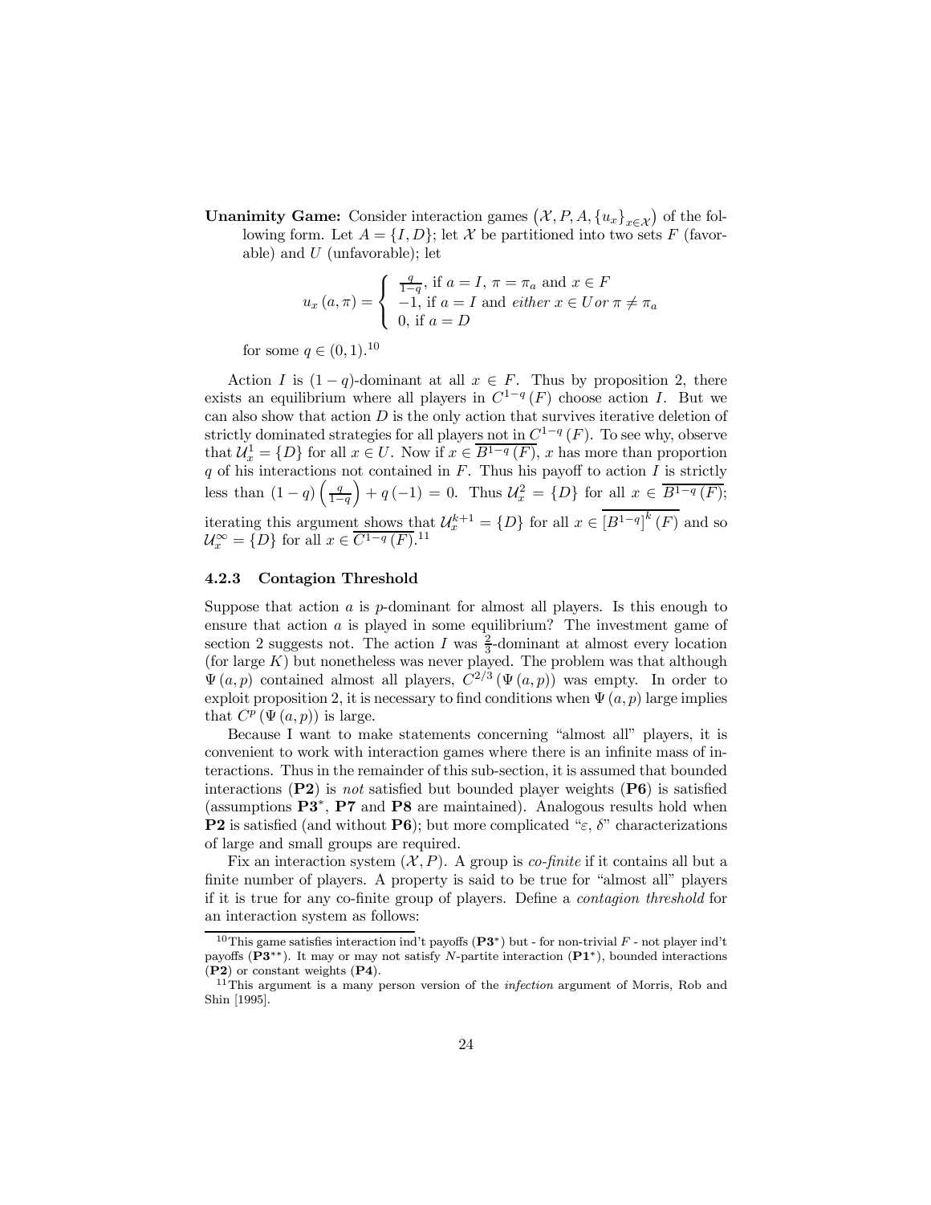**Unanimity Game:** Consider interaction games $\left(\mathcal{X}, P, A, \{u_x\}_{x \in \mathcal{X}}\right)$ of the following form. Let $A = \{I, D\}$; let $\mathcal{X}$ be partitioned into two sets $F$ (favorable) and $U$ (unfavorable); let

$$u_x(a, \pi) = \begin{cases} \frac{q}{1-q}, \text{ if } a = I, \ \pi = \pi_a \text{ and } x \in F \\ -1, \text{ if } a = I \text{ and } \textit{either } x \in U \, \textit{or} \ \pi \neq \pi_a \\ 0, \text{ if } a = D \end{cases}$$

for some $q \in (0, 1)$.[10]

Action $I$ is $(1-q)$-dominant at all $x \in F$. Thus by proposition 2, there exists an equilibrium where all players in $C^{1-q}(F)$ choose action $I$. But we can also show that action $D$ is the only action that survives iterative deletion of strictly dominated strategies for all players not in $C^{1-q}(F)$. To see why, observe that $\mathcal{U}_x^1 = \{D\}$ for all $x \in U$. Now if $x \in \overline{B^{1-q}(F)}$, $x$ has more than proportion $q$ of his interactions not contained in $F$. Thus his payoff to action $I$ is strictly less than $(1-q)\left(\frac{q}{1-q}\right) + q(-1) = 0$. Thus $\mathcal{U}_x^2 = \{D\}$ for all $x \in \overline{B^{1-q}(F)}$; iterating this argument shows that $\mathcal{U}_x^{k+1} = \{D\}$ for all $x \in \overline{\left[B^{1-q}\right]^k(F)}$ and so $\mathcal{U}_x^\infty = \{D\}$ for all $x \in \overline{C^{1-q}(F)}$.[11]

### 4.2.3 Contagion Threshold

Suppose that action $a$ is $p$-dominant for almost all players. Is this enough to ensure that action $a$ is played in some equilibrium? The investment game of section 2 suggests not. The action $I$ was $\frac{2}{3}$-dominant at almost every location (for large $K$) but nonetheless was never played. The problem was that although $\Psi(a, p)$ contained almost all players, $C^{2/3}(\Psi(a, p))$ was empty. In order to exploit proposition 2, it is necessary to find conditions when $\Psi(a, p)$ large implies that $C^p(\Psi(a, p))$ is large.

Because I want to make statements concerning "almost all" players, it is convenient to work with interaction games where there is an infinite mass of interactions. Thus in the remainder of this sub-section, it is assumed that bounded interactions (**P2**) is *not* satisfied but bounded player weights (**P6**) is satisfied (assumptions **P3**$^*$, **P7** and **P8** are maintained). Analogous results hold when **P2** is satisfied (and without **P6**); but more complicated "$\varepsilon$, $\delta$" characterizations of large and small groups are required.

Fix an interaction system $(\mathcal{X}, P)$. A group is *co-finite* if it contains all but a finite number of players. A property is said to be true for "almost all" players if it is true for any co-finite group of players. Define a *contagion threshold* for an interaction system as follows:

---

[10] This game satisfies interaction ind't payoffs (**P3**$^*$) but - for non-trivial $F$ - not player ind't payoffs (**P3**$^{**}$). It may or may not satisfy $N$-partite interaction (**P1**$^*$), bounded interactions (**P2**) or constant weights (**P4**).

[11] This argument is a many person version of the *infection* argument of Morris, Rob and Shin [1995].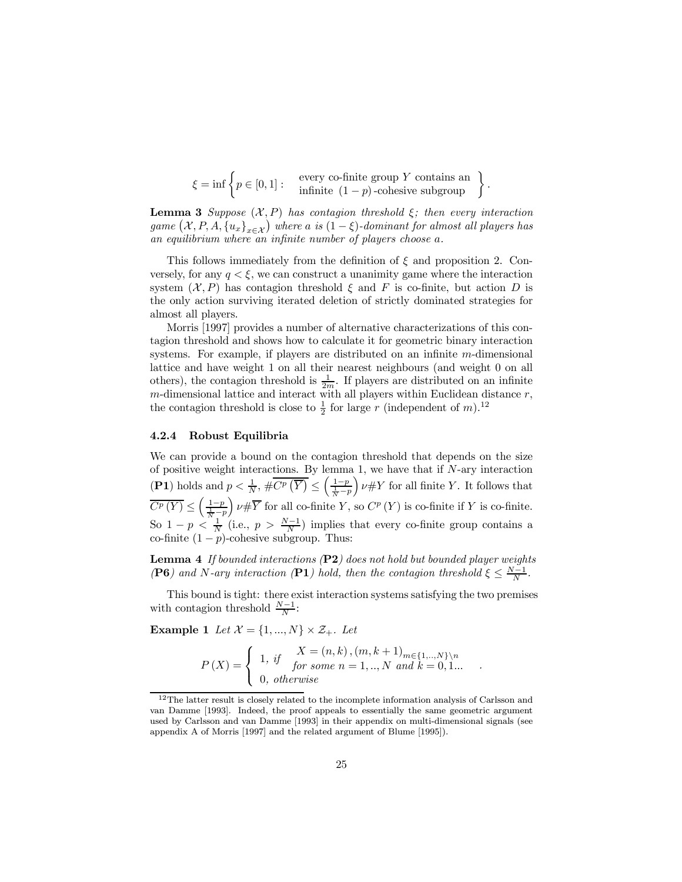$$\xi = \inf \left\{ p \in [0,1] : \begin{array}{c} \text{every co-finite group } Y \text{ contains an} \\ \text{infinite } (1-p)\text{-cohesive subgroup} \end{array} \right\}.$$

**Lemma 3** *Suppose $(\mathcal{X}, P)$ has contagion threshold $\xi$; then every interaction game $(\mathcal{X}, P, A, \{u_x\}_{x \in \mathcal{X}})$ where $a$ is $(1-\xi)$-dominant for almost all players has an equilibrium where an infinite number of players choose $a$.*

This follows immediately from the definition of $\xi$ and proposition 2. Conversely, for any $q < \xi$, we can construct a unanimity game where the interaction system $(\mathcal{X}, P)$ has contagion threshold $\xi$ and $F$ is co-finite, but action $D$ is the only action surviving iterated deletion of strictly dominated strategies for almost all players.

Morris [1997] provides a number of alternative characterizations of this contagion threshold and shows how to calculate it for geometric binary interaction systems. For example, if players are distributed on an infinite $m$-dimensional lattice and have weight 1 on all their nearest neighbours (and weight 0 on all others), the contagion threshold is $\frac{1}{2m}$. If players are distributed on an infinite $m$-dimensional lattice and interact with all players within Euclidean distance $r$, the contagion threshold is close to $\frac{1}{2}$ for large $r$ (independent of $m$).[12]

### 4.2.4 Robust Equilibria

We can provide a bound on the contagion threshold that depends on the size of positive weight interactions. By lemma 1, we have that if $N$-ary interaction (**P1**) holds and $p < \frac{1}{N}$, $\#\overline{C^p\left(\overline{Y}\right)} \leq \left(\frac{1-p}{\frac{1}{N}-p}\right)\nu\#Y$ for all finite $Y$. It follows that $\overline{C^p\left(Y\right)} \leq \left(\frac{1-p}{\frac{1}{N}-p}\right)\nu\#\overline{Y}$ for all co-finite $Y$, so $C^p\left(Y\right)$ is co-finite if $Y$ is co-finite. So $1-p < \frac{1}{N}$ (i.e., $p > \frac{N-1}{N}$) implies that every co-finite group contains a co-finite $(1-p)$-cohesive subgroup. Thus:

**Lemma 4** *If bounded interactions (**P2**) does not hold but bounded player weights (**P6**) and $N$-ary interaction (**P1**) hold, then the contagion threshold $\xi \leq \frac{N-1}{N}$.*

This bound is tight: there exist interaction systems satisfying the two premises with contagion threshold $\frac{N-1}{N}$:

**Example 1** *Let $\mathcal{X} = \{1, ..., N\} \times \mathcal{Z}_+$. Let*

$$P\left(X\right) = \begin{cases} 1, \text{ if } & X = (n,k), (m,k+1)_{m \in \{1,...,N\} \backslash n} \\ & \text{for some } n = 1,..,N \text{ and } k = 0, 1... \\ 0, \text{ otherwise} & \end{cases}.$$

[12] The latter result is closely related to the incomplete information analysis of Carlsson and van Damme [1993]. Indeed, the proof appeals to essentially the same geometric argument used by Carlsson and van Damme [1993] in their appendix on multi-dimensional signals (see appendix A of Morris [1997] and the related argument of Blume [1995]).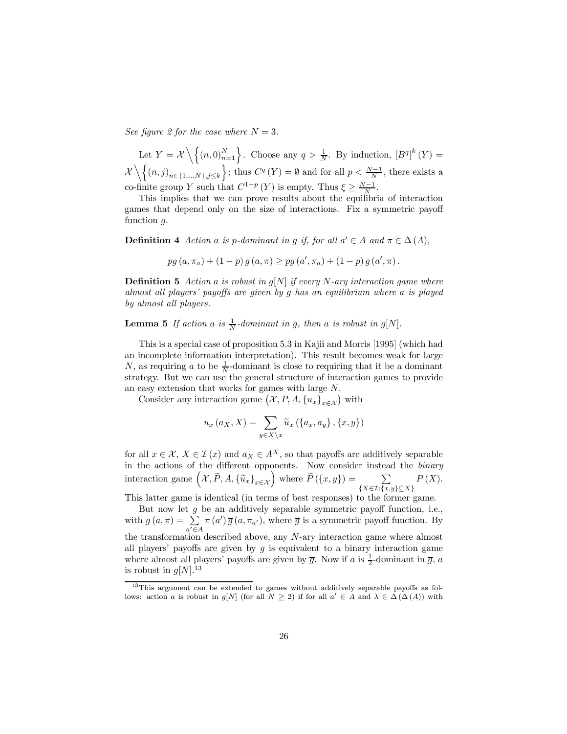*See figure 2 for the case where $N = 3$.*

Let $Y = \mathcal{X} \Big\backslash \left\{ (n, 0)_{n=1}^{N} \right\}$. Choose any $q > \frac{1}{N}$. By induction, $[B^q]^k (Y) = \mathcal{X} \Big\backslash \left\{ (n, j)_{n \in \{1,..,N\}, j \leq k} \right\}$; thus $C^q (Y) = \emptyset$ and for all $p < \frac{N-1}{N}$, there exists a co-finite group $Y$ such that $C^{1-p} (Y)$ is empty. Thus $\xi \geq \frac{N-1}{N}$.

This implies that we can prove results about the equilibria of interaction games that depend only on the size of interactions. Fix a symmetric payoff function $g$.

**Definition 4** *Action $a$ is p-dominant in $g$ if, for all $a' \in A$ and $\pi \in \Delta (A)$,*

$$pg (a, \pi_a) + (1 - p) g (a, \pi) \geq pg (a', \pi_a) + (1 - p) g (a', \pi).$$

**Definition 5** *Action $a$ is robust in $g[N]$ if every $N$-ary interaction game where almost all players' payoffs are given by $g$ has an equilibrium where $a$ is played by almost all players.*

**Lemma 5** *If action $a$ is $\frac{1}{N}$-dominant in $g$, then $a$ is robust in $g[N]$.*

This is a special case of proposition 5.3 in Kajii and Morris [1995] (which had an incomplete information interpretation). This result becomes weak for large $N$, as requiring $a$ to be $\frac{1}{N}$-dominant is close to requiring that it be a dominant strategy. But we can use the general structure of interaction games to provide an easy extension that works for games with large $N$.

Consider any interaction game $\left(\mathcal{X}, P, A, \{u_x\}_{x \in \mathcal{X}}\right)$ with

$$u_x (a_X, X) = \sum_{y \in X \backslash x} \widetilde{u}_x (\{a_x, a_y\}, \{x, y\})$$

for all $x \in \mathcal{X}$, $X \in \mathcal{I} (x)$ and $a_X \in A^X$, so that payoffs are additively separable in the actions of the different opponents. Now consider instead the *binary* interaction game $\left(\mathcal{X}, \widetilde{P}, A, \{\widetilde{u}_x\}_{x \in \mathcal{X}}\right)$ where $\widetilde{P} (\{x, y\}) = \sum_{\{X \in \mathcal{I} : \{x,y\} \subseteq X\}} P (X)$. This latter game is identical (in terms of best responses) to the former game.

But now let $g$ be an additively separable symmetric payoff function, i.e., with $g (a, \pi) = \sum_{a' \in A} \pi (a') \overline{g} (a, \pi_{a'})$, where $\overline{g}$ is a symmetric payoff function. By the transformation described above, any $N$-ary interaction game where almost all players' payoffs are given by $g$ is equivalent to a binary interaction game where almost all players' payoffs are given by $\overline{g}$. Now if $a$ is $\frac{1}{2}$-dominant in $\overline{g}$, $a$ is robust in $g[N]$.[13]

[13] This argument can be extended to games without additively separable payoffs as follows: action $a$ is robust in $g[N]$ (for all $N \geq 2$) if for all $a' \in A$ and $\lambda \in \Delta (\Delta (A))$ with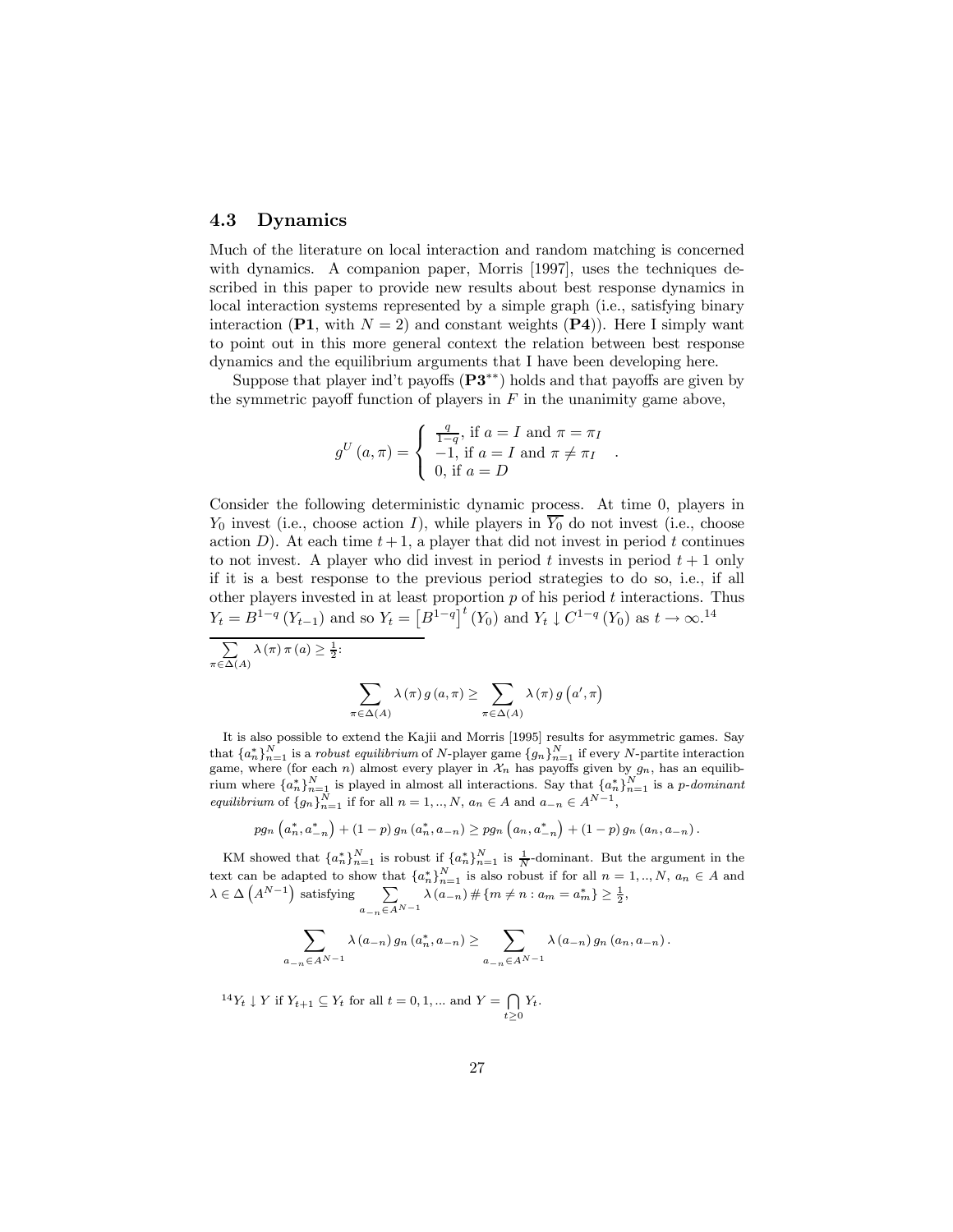### 4.3 Dynamics

Much of the literature on local interaction and random matching is concerned with dynamics. A companion paper, Morris [1997], uses the techniques described in this paper to provide new results about best response dynamics in local interaction systems represented by a simple graph (i.e., satisfying binary interaction (**P1**, with $N = 2$) and constant weights (**P4**)). Here I simply want to point out in this more general context the relation between best response dynamics and the equilibrium arguments that I have been developing here.

Suppose that player ind't payoffs (**P3**$^{**}$) holds and that payoffs are given by the symmetric payoff function of players in $F$ in the unanimity game above,

$$g^U(a,\pi) = \begin{cases} \frac{q}{1-q}, \text{ if } a = I \text{ and } \pi = \pi_I \\ -1, \text{ if } a = I \text{ and } \pi \neq \pi_I \\ 0, \text{ if } a = D \end{cases}.$$

Consider the following deterministic dynamic process. At time 0, players in $Y_0$ invest (i.e., choose action $I$), while players in $\overline{Y_0}$ do not invest (i.e., choose action $D$). At each time $t+1$, a player that did not invest in period $t$ continues to not invest. A player who did invest in period $t$ invests in period $t+1$ only if it is a best response to the previous period strategies to do so, i.e., if all other players invested in at least proportion $p$ of his period $t$ interactions. Thus $Y_t = B^{1-q}(Y_{t-1})$ and so $Y_t = \left[B^{1-q}\right]^t (Y_0)$ and $Y_t \downarrow C^{1-q}(Y_0)$ as $t \to \infty$.[14]

---

$\sum\limits_{\pi \in \Delta(A)} \lambda(\pi)\pi(a) \geq \frac{1}{2}$:

$$\sum_{\pi \in \Delta(A)} \lambda(\pi) g(a,\pi) \geq \sum_{\pi \in \Delta(A)} \lambda(\pi) g(a',\pi)$$

It is also possible to extend the Kajii and Morris [1995] results for asymmetric games. Say that $\{a_n^*\}_{n=1}^N$ is a *robust equilibrium* of $N$-player game $\{g_n\}_{n=1}^N$ if every $N$-partite interaction game, where (for each $n$) almost every player in $\mathcal{X}_n$ has payoffs given by $g_n$, has an equilibrium where $\{a_n^*\}_{n=1}^N$ is played in almost all interactions. Say that $\{a_n^*\}_{n=1}^N$ is a *p-dominant equilibrium* of $\{g_n\}_{n=1}^N$ if for all $n = 1,..,N$, $a_n \in A$ and $a_{-n} \in A^{N-1}$,

$$pg_n\left(a_n^*, a_{-n}^*\right) + (1-p)\, g_n\left(a_n^*, a_{-n}\right) \geq pg_n\left(a_n, a_{-n}^*\right) + (1-p)\, g_n\left(a_n, a_{-n}\right).$$

KM showed that $\{a_n^*\}_{n=1}^N$ is robust if $\{a_n^*\}_{n=1}^N$ is $\frac{1}{N}$-dominant. But the argument in the text can be adapted to show that $\{a_n^*\}_{n=1}^N$ is also robust if for all $n = 1,..,N$, $a_n \in A$ and $\lambda \in \Delta\left(A^{N-1}\right)$ satisfying $\sum\limits_{a_{-n} \in A^{N-1}} \lambda(a_{-n})\, \#\{m \neq n : a_m = a_m^*\} \geq \frac{1}{2}$,

$$\sum_{a_{-n} \in A^{N-1}} \lambda(a_{-n})\, g_n\left(a_n^*, a_{-n}\right) \geq \sum_{a_{-n} \in A^{N-1}} \lambda(a_{-n})\, g_n\left(a_n, a_{-n}\right).$$

[14] $Y_t \downarrow Y$ if $Y_{t+1} \subseteq Y_t$ for all $t = 0, 1, ...$ and $Y = \bigcap\limits_{t \geq 0} Y_t$.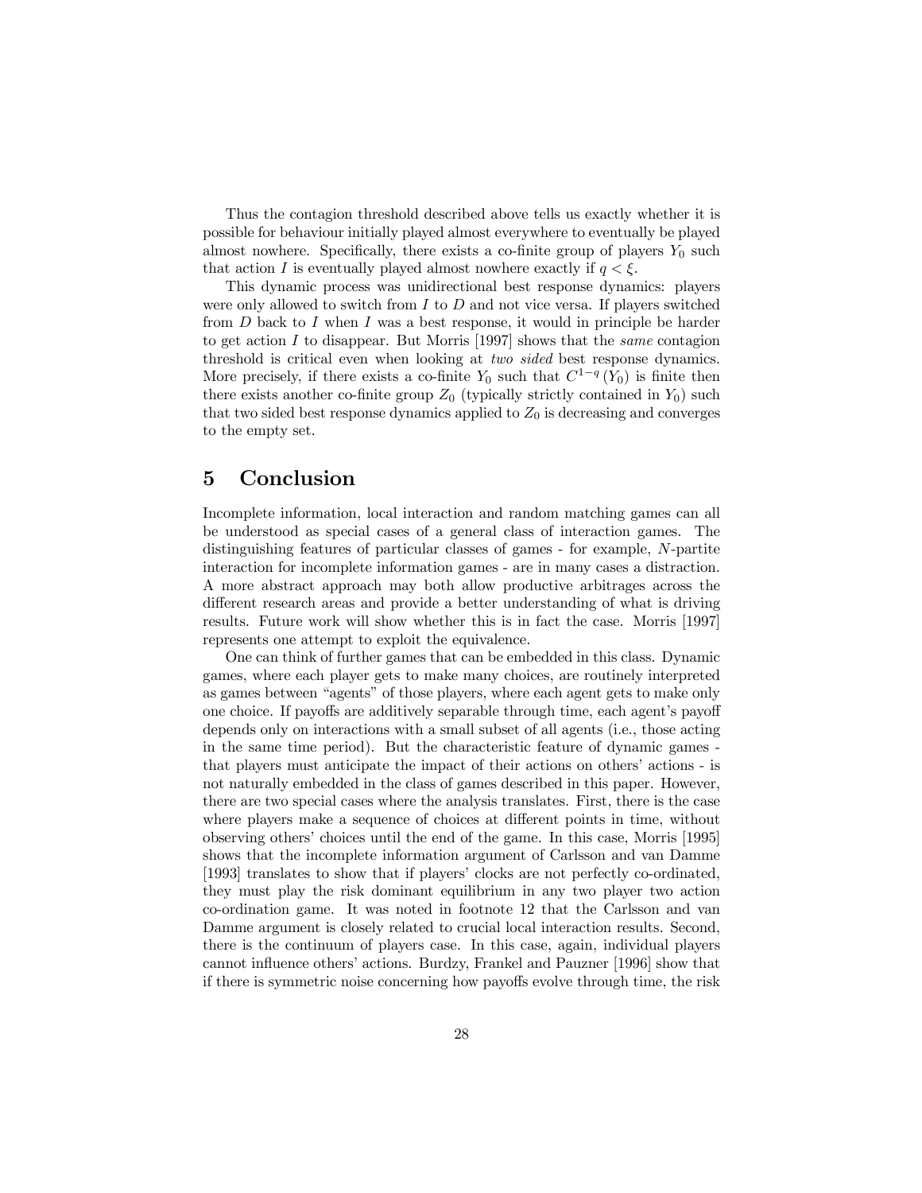Thus the contagion threshold described above tells us exactly whether it is possible for behaviour initially played almost everywhere to eventually be played almost nowhere. Specifically, there exists a co-finite group of players $Y_0$ such that action $I$ is eventually played almost nowhere exactly if $q < \xi$.

This dynamic process was unidirectional best response dynamics: players were only allowed to switch from $I$ to $D$ and not vice versa. If players switched from $D$ back to $I$ when $I$ was a best response, it would in principle be harder to get action $I$ to disappear. But Morris [1997] shows that the *same* contagion threshold is critical even when looking at *two sided* best response dynamics. More precisely, if there exists a co-finite $Y_0$ such that $C^{1-q}(Y_0)$ is finite then there exists another co-finite group $Z_0$ (typically strictly contained in $Y_0$) such that two sided best response dynamics applied to $Z_0$ is decreasing and converges to the empty set.

# 5 Conclusion

Incomplete information, local interaction and random matching games can all be understood as special cases of a general class of interaction games. The distinguishing features of particular classes of games - for example, $N$-partite interaction for incomplete information games - are in many cases a distraction. A more abstract approach may both allow productive arbitrages across the different research areas and provide a better understanding of what is driving results. Future work will show whether this is in fact the case. Morris [1997] represents one attempt to exploit the equivalence.

One can think of further games that can be embedded in this class. Dynamic games, where each player gets to make many choices, are routinely interpreted as games between "agents" of those players, where each agent gets to make only one choice. If payoffs are additively separable through time, each agent's payoff depends only on interactions with a small subset of all agents (i.e., those acting in the same time period). But the characteristic feature of dynamic games - that players must anticipate the impact of their actions on others' actions - is not naturally embedded in the class of games described in this paper. However, there are two special cases where the analysis translates. First, there is the case where players make a sequence of choices at different points in time, without observing others' choices until the end of the game. In this case, Morris [1995] shows that the incomplete information argument of Carlsson and van Damme [1993] translates to show that if players' clocks are not perfectly co-ordinated, they must play the risk dominant equilibrium in any two player two action co-ordination game. It was noted in footnote 12 that the Carlsson and van Damme argument is closely related to crucial local interaction results. Second, there is the continuum of players case. In this case, again, individual players cannot influence others' actions. Burdzy, Frankel and Pauzner [1996] show that if there is symmetric noise concerning how payoffs evolve through time, the risk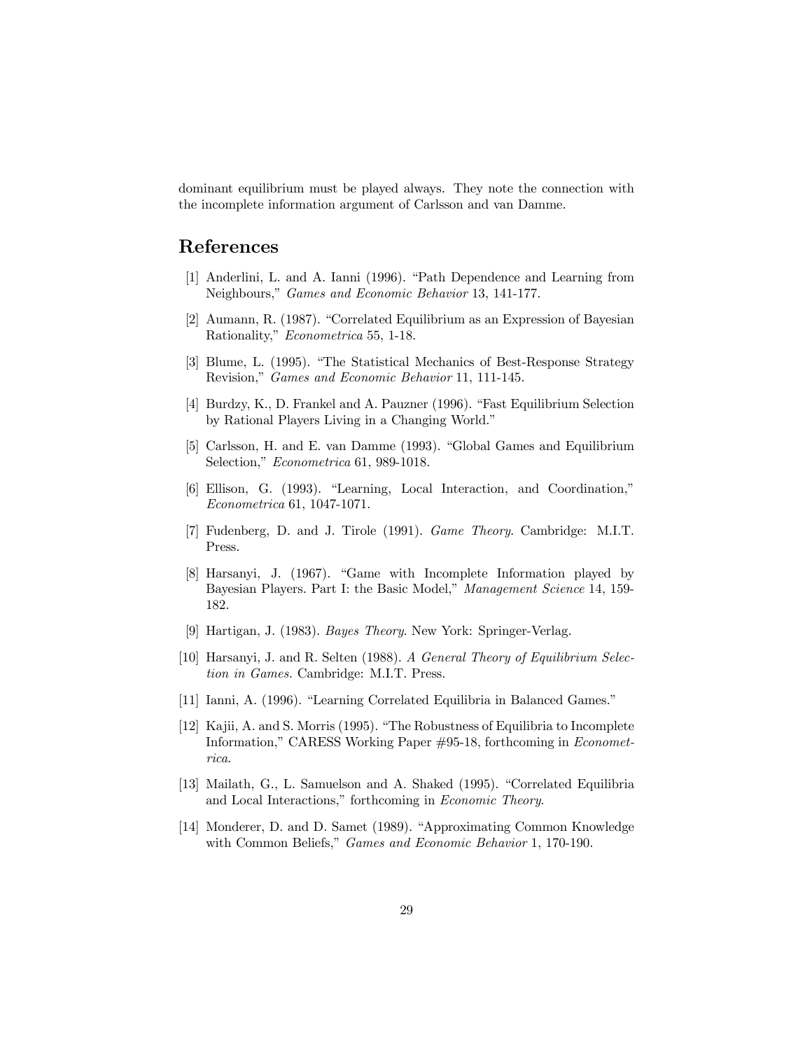dominant equilibrium must be played always. They note the connection with the incomplete information argument of Carlsson and van Damme.

## References

[1] Anderlini, L. and A. Ianni (1996). "Path Dependence and Learning from Neighbours," *Games and Economic Behavior* 13, 141-177.

[2] Aumann, R. (1987). "Correlated Equilibrium as an Expression of Bayesian Rationality," *Econometrica* 55, 1-18.

[3] Blume, L. (1995). "The Statistical Mechanics of Best-Response Strategy Revision," *Games and Economic Behavior* 11, 111-145.

[4] Burdzy, K., D. Frankel and A. Pauzner (1996). "Fast Equilibrium Selection by Rational Players Living in a Changing World."

[5] Carlsson, H. and E. van Damme (1993). "Global Games and Equilibrium Selection," *Econometrica* 61, 989-1018.

[6] Ellison, G. (1993). "Learning, Local Interaction, and Coordination," *Econometrica* 61, 1047-1071.

[7] Fudenberg, D. and J. Tirole (1991). *Game Theory*. Cambridge: M.I.T. Press.

[8] Harsanyi, J. (1967). "Game with Incomplete Information played by Bayesian Players. Part I: the Basic Model," *Management Science* 14, 159-182.

[9] Hartigan, J. (1983). *Bayes Theory*. New York: Springer-Verlag.

[10] Harsanyi, J. and R. Selten (1988). *A General Theory of Equilibrium Selection in Games.* Cambridge: M.I.T. Press.

[11] Ianni, A. (1996). "Learning Correlated Equilibria in Balanced Games."

[12] Kajii, A. and S. Morris (1995). "The Robustness of Equilibria to Incomplete Information," CARESS Working Paper #95-18, forthcoming in *Econometrica*.

[13] Mailath, G., L. Samuelson and A. Shaked (1995). "Correlated Equilibria and Local Interactions," forthcoming in *Economic Theory*.

[14] Monderer, D. and D. Samet (1989). "Approximating Common Knowledge with Common Beliefs," *Games and Economic Behavior* 1, 170-190.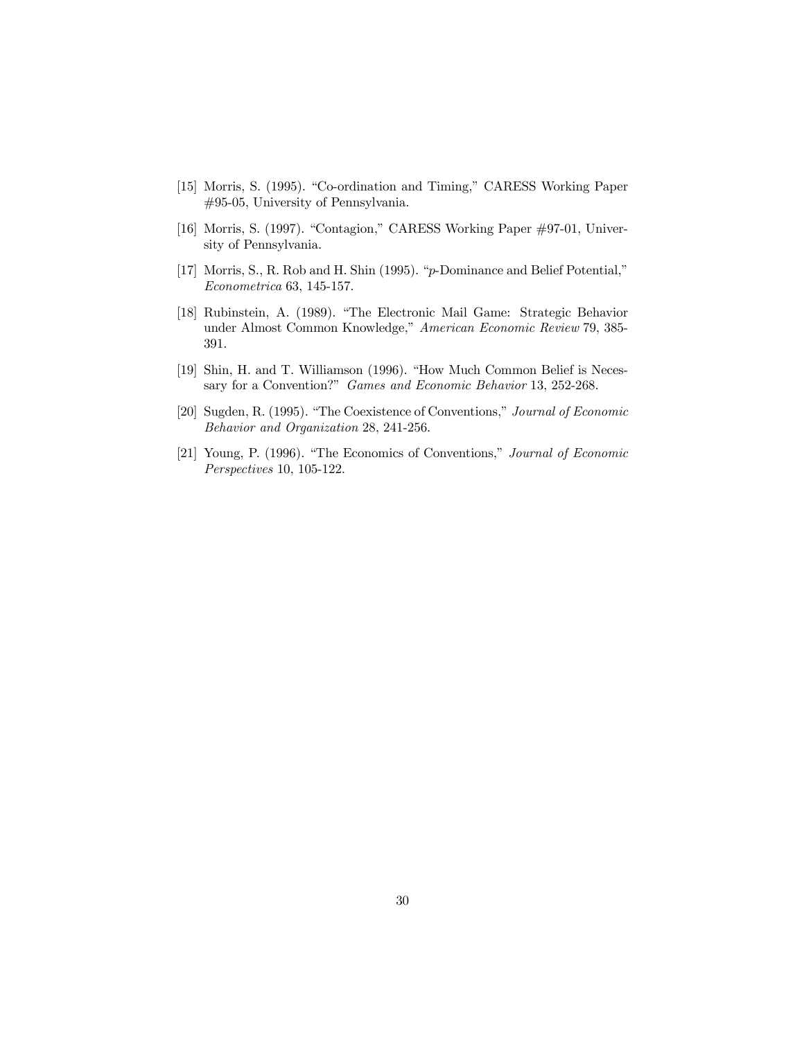[15] Morris, S. (1995). "Co-ordination and Timing," CARESS Working Paper #95-05, University of Pennsylvania.

[16] Morris, S. (1997). "Contagion," CARESS Working Paper #97-01, University of Pennsylvania.

[17] Morris, S., R. Rob and H. Shin (1995). "$p$-Dominance and Belief Potential," *Econometrica* 63, 145-157.

[18] Rubinstein, A. (1989). "The Electronic Mail Game: Strategic Behavior under Almost Common Knowledge," *American Economic Review* 79, 385-391.

[19] Shin, H. and T. Williamson (1996). "How Much Common Belief is Necessary for a Convention?" *Games and Economic Behavior* 13, 252-268.

[20] Sugden, R. (1995). "The Coexistence of Conventions," *Journal of Economic Behavior and Organization* 28, 241-256.

[21] Young, P. (1996). "The Economics of Conventions," *Journal of Economic Perspectives* 10, 105-122.